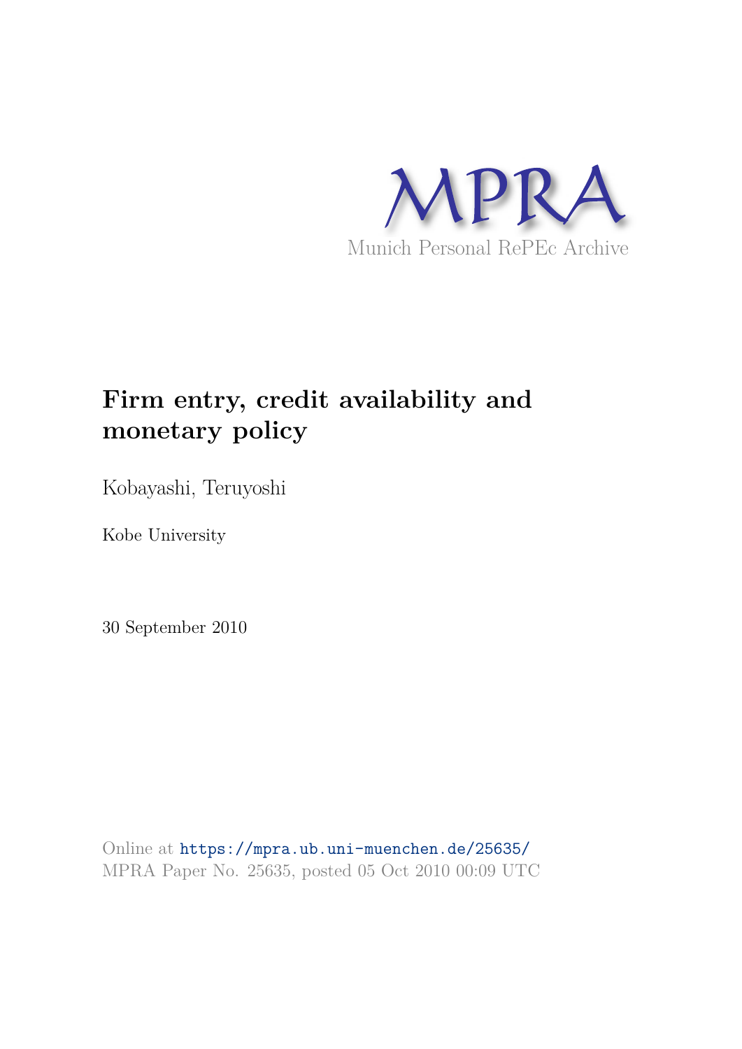MPRA

Munich Personal RePEc Archive

# Firm entry, credit availability and monetary policy

Kobayashi, Teruyoshi

Kobe University

30 September 2010

Online at https://mpra.ub.uni-muenchen.de/25635/
MPRA Paper No. 25635, posted 05 Oct 2010 00:09 UTC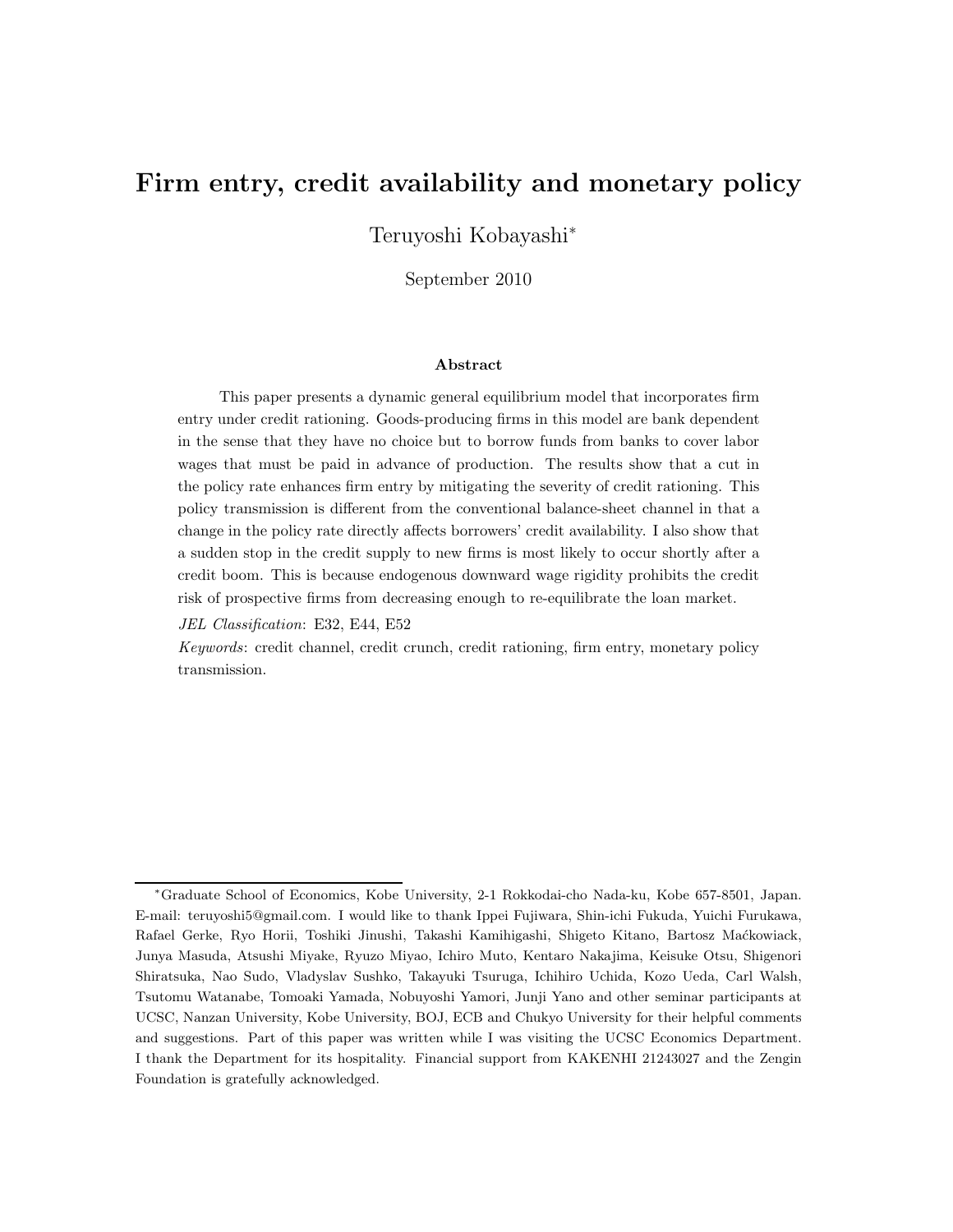# Firm entry, credit availability and monetary policy

Teruyoshi Kobayashi*

September 2010

### Abstract

This paper presents a dynamic general equilibrium model that incorporates firm entry under credit rationing. Goods-producing firms in this model are bank dependent in the sense that they have no choice but to borrow funds from banks to cover labor wages that must be paid in advance of production. The results show that a cut in the policy rate enhances firm entry by mitigating the severity of credit rationing. This policy transmission is different from the conventional balance-sheet channel in that a change in the policy rate directly affects borrowers' credit availability. I also show that a sudden stop in the credit supply to new firms is most likely to occur shortly after a credit boom. This is because endogenous downward wage rigidity prohibits the credit risk of prospective firms from decreasing enough to re-equilibrate the loan market.

*JEL Classification*: E32, E44, E52

*Keywords*: credit channel, credit crunch, credit rationing, firm entry, monetary policy transmission.

---

*Graduate School of Economics, Kobe University, 2-1 Rokkodai-cho Nada-ku, Kobe 657-8501, Japan. E-mail: teruyoshi5@gmail.com. I would like to thank Ippei Fujiwara, Shin-ichi Fukuda, Yuichi Furukawa, Rafael Gerke, Ryo Horii, Toshiki Jinushi, Takashi Kamihigashi, Shigeto Kitano, Bartosz Maćkowiack, Junya Masuda, Atsushi Miyake, Ryuzo Miyao, Ichiro Muto, Kentaro Nakajima, Keisuke Otsu, Shigenori Shiratsuka, Nao Sudo, Vladyslav Sushko, Takayuki Tsuruga, Ichihiro Uchida, Kozo Ueda, Carl Walsh, Tsutomu Watanabe, Tomoaki Yamada, Nobuyoshi Yamori, Junji Yano and other seminar participants at UCSC, Nanzan University, Kobe University, BOJ, ECB and Chukyo University for their helpful comments and suggestions. Part of this paper was written while I was visiting the UCSC Economics Department. I thank the Department for its hospitality. Financial support from KAKENHI 21243027 and the Zengin Foundation is gratefully acknowledged.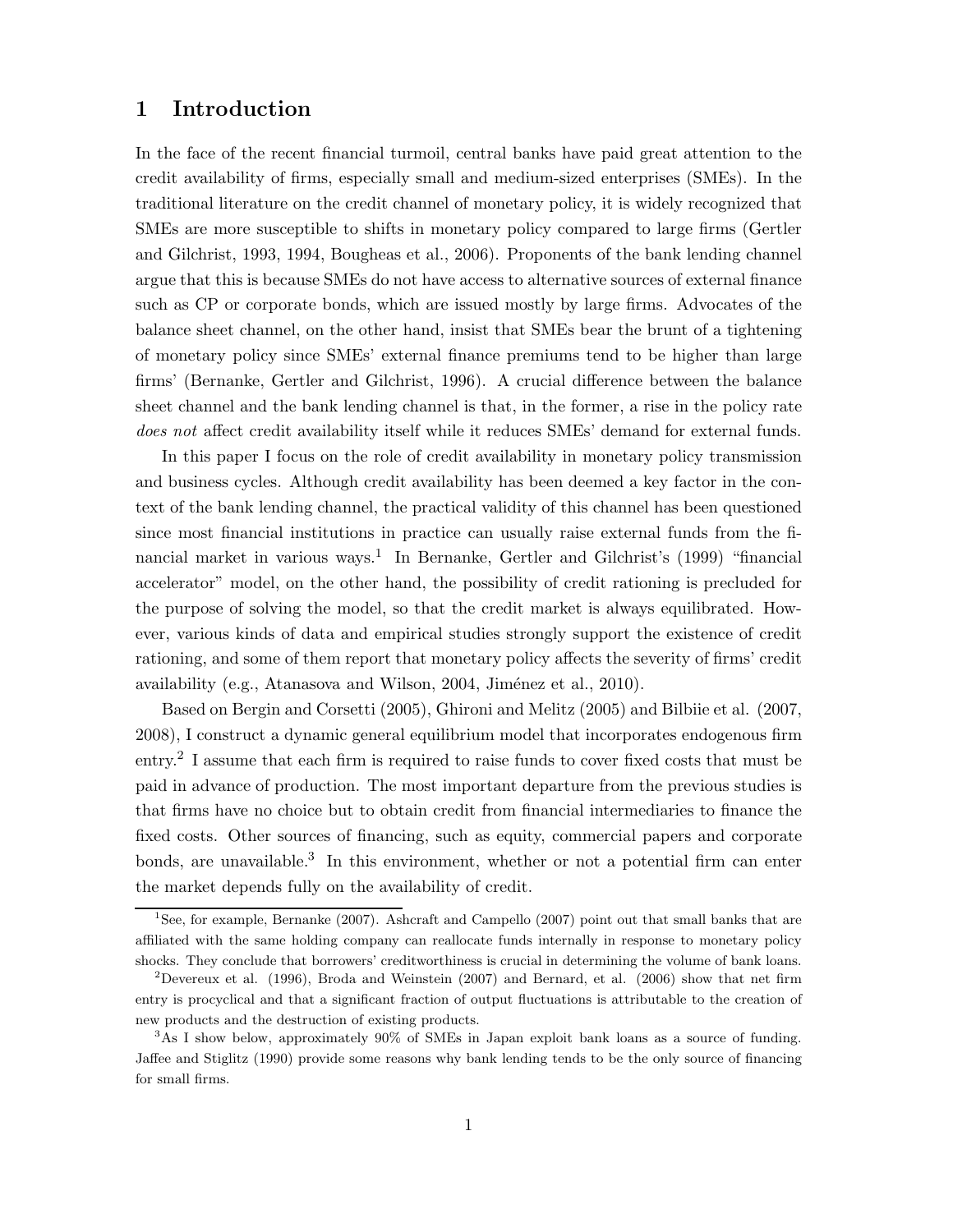# 1 Introduction

In the face of the recent financial turmoil, central banks have paid great attention to the credit availability of firms, especially small and medium-sized enterprises (SMEs). In the traditional literature on the credit channel of monetary policy, it is widely recognized that SMEs are more susceptible to shifts in monetary policy compared to large firms (Gertler and Gilchrist, 1993, 1994, Bougheas et al., 2006). Proponents of the bank lending channel argue that this is because SMEs do not have access to alternative sources of external finance such as CP or corporate bonds, which are issued mostly by large firms. Advocates of the balance sheet channel, on the other hand, insist that SMEs bear the brunt of a tightening of monetary policy since SMEs' external finance premiums tend to be higher than large firms' (Bernanke, Gertler and Gilchrist, 1996). A crucial difference between the balance sheet channel and the bank lending channel is that, in the former, a rise in the policy rate *does not* affect credit availability itself while it reduces SMEs' demand for external funds.

In this paper I focus on the role of credit availability in monetary policy transmission and business cycles. Although credit availability has been deemed a key factor in the context of the bank lending channel, the practical validity of this channel has been questioned since most financial institutions in practice can usually raise external funds from the financial market in various ways.[1] In Bernanke, Gertler and Gilchrist's (1999) "financial accelerator" model, on the other hand, the possibility of credit rationing is precluded for the purpose of solving the model, so that the credit market is always equilibrated. However, various kinds of data and empirical studies strongly support the existence of credit rationing, and some of them report that monetary policy affects the severity of firms' credit availability (e.g., Atanasova and Wilson, 2004, Jiménez et al., 2010).

Based on Bergin and Corsetti (2005), Ghironi and Melitz (2005) and Bilbiie et al. (2007, 2008), I construct a dynamic general equilibrium model that incorporates endogenous firm entry.[2] I assume that each firm is required to raise funds to cover fixed costs that must be paid in advance of production. The most important departure from the previous studies is that firms have no choice but to obtain credit from financial intermediaries to finance the fixed costs. Other sources of financing, such as equity, commercial papers and corporate bonds, are unavailable.[3] In this environment, whether or not a potential firm can enter the market depends fully on the availability of credit.

[1] See, for example, Bernanke (2007). Ashcraft and Campello (2007) point out that small banks that are affiliated with the same holding company can reallocate funds internally in response to monetary policy shocks. They conclude that borrowers' creditworthiness is crucial in determining the volume of bank loans.

[2] Devereux et al. (1996), Broda and Weinstein (2007) and Bernard, et al. (2006) show that net firm entry is procyclical and that a significant fraction of output fluctuations is attributable to the creation of new products and the destruction of existing products.

[3] As I show below, approximately 90% of SMEs in Japan exploit bank loans as a source of funding. Jaffee and Stiglitz (1990) provide some reasons why bank lending tends to be the only source of financing for small firms.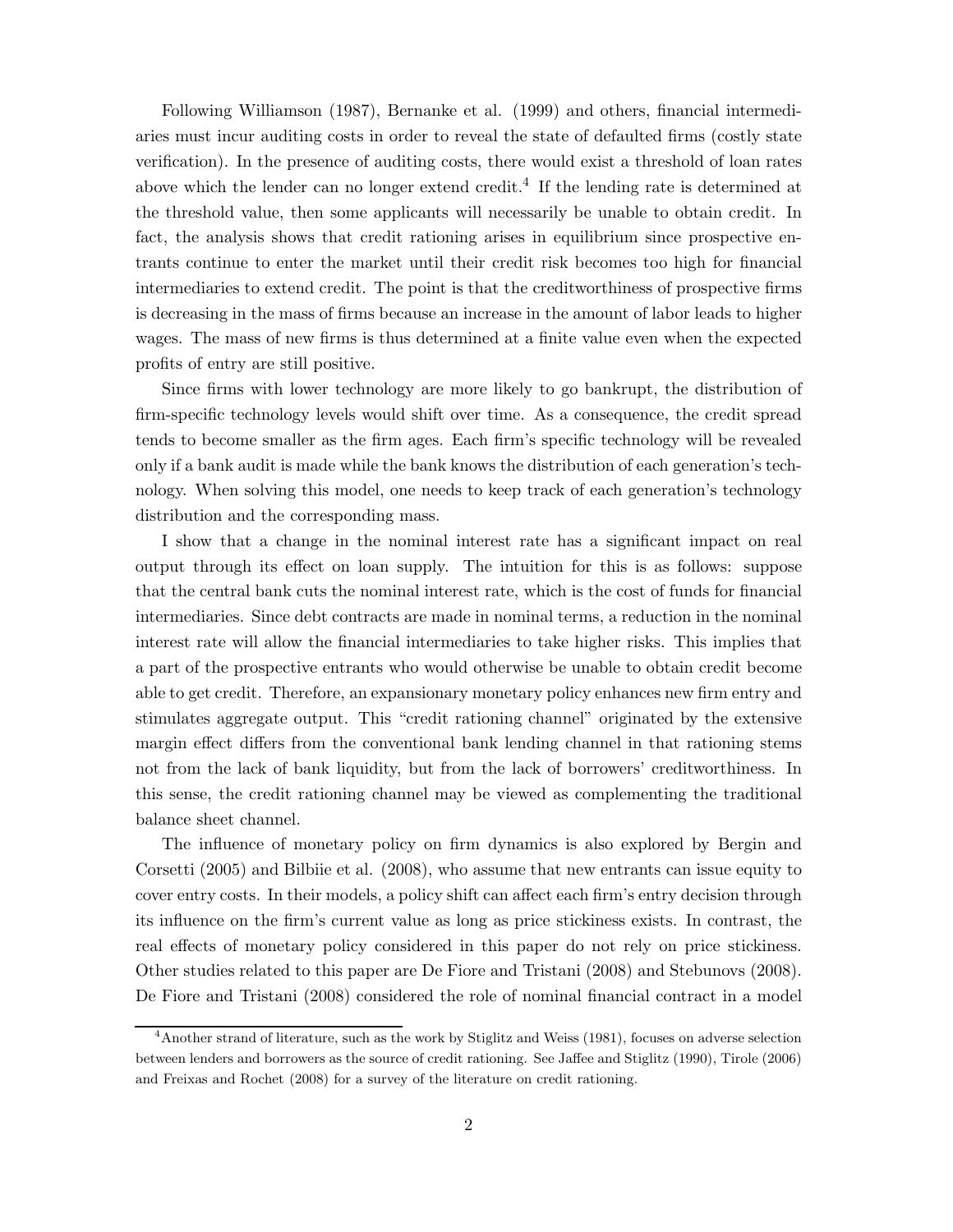Following Williamson (1987), Bernanke et al. (1999) and others, financial intermediaries must incur auditing costs in order to reveal the state of defaulted firms (costly state verification). In the presence of auditing costs, there would exist a threshold of loan rates above which the lender can no longer extend credit.[4] If the lending rate is determined at the threshold value, then some applicants will necessarily be unable to obtain credit. In fact, the analysis shows that credit rationing arises in equilibrium since prospective entrants continue to enter the market until their credit risk becomes too high for financial intermediaries to extend credit. The point is that the creditworthiness of prospective firms is decreasing in the mass of firms because an increase in the amount of labor leads to higher wages. The mass of new firms is thus determined at a finite value even when the expected profits of entry are still positive.

Since firms with lower technology are more likely to go bankrupt, the distribution of firm-specific technology levels would shift over time. As a consequence, the credit spread tends to become smaller as the firm ages. Each firm's specific technology will be revealed only if a bank audit is made while the bank knows the distribution of each generation's technology. When solving this model, one needs to keep track of each generation's technology distribution and the corresponding mass.

I show that a change in the nominal interest rate has a significant impact on real output through its effect on loan supply. The intuition for this is as follows: suppose that the central bank cuts the nominal interest rate, which is the cost of funds for financial intermediaries. Since debt contracts are made in nominal terms, a reduction in the nominal interest rate will allow the financial intermediaries to take higher risks. This implies that a part of the prospective entrants who would otherwise be unable to obtain credit become able to get credit. Therefore, an expansionary monetary policy enhances new firm entry and stimulates aggregate output. This "credit rationing channel" originated by the extensive margin effect differs from the conventional bank lending channel in that rationing stems not from the lack of bank liquidity, but from the lack of borrowers' creditworthiness. In this sense, the credit rationing channel may be viewed as complementing the traditional balance sheet channel.

The influence of monetary policy on firm dynamics is also explored by Bergin and Corsetti (2005) and Bilbiie et al. (2008), who assume that new entrants can issue equity to cover entry costs. In their models, a policy shift can affect each firm's entry decision through its influence on the firm's current value as long as price stickiness exists. In contrast, the real effects of monetary policy considered in this paper do not rely on price stickiness. Other studies related to this paper are De Fiore and Tristani (2008) and Stebunovs (2008). De Fiore and Tristani (2008) considered the role of nominal financial contract in a model

[4] Another strand of literature, such as the work by Stiglitz and Weiss (1981), focuses on adverse selection between lenders and borrowers as the source of credit rationing. See Jaffee and Stiglitz (1990), Tirole (2006) and Freixas and Rochet (2008) for a survey of the literature on credit rationing.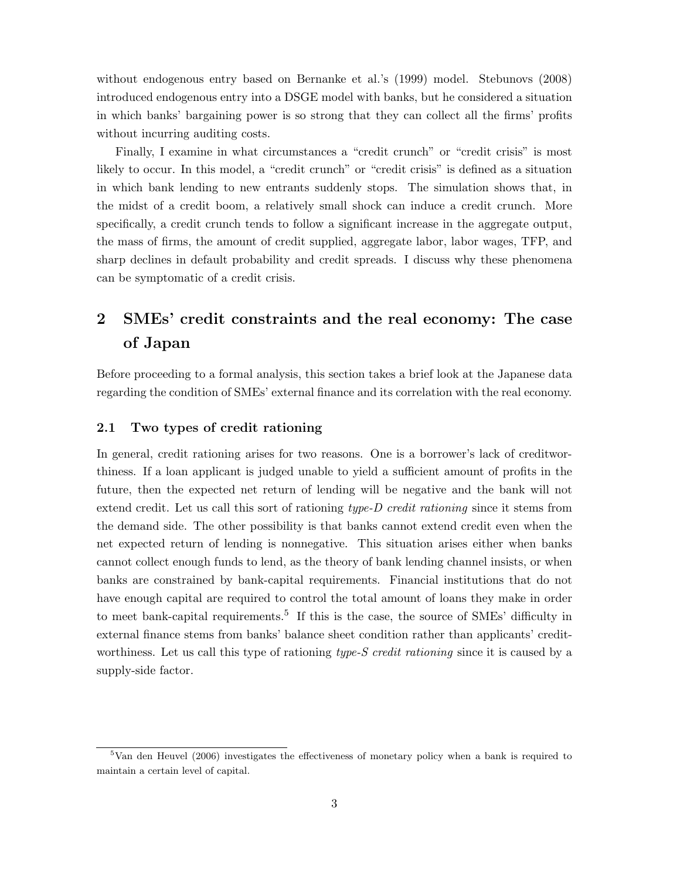without endogenous entry based on Bernanke et al.'s (1999) model. Stebunovs (2008) introduced endogenous entry into a DSGE model with banks, but he considered a situation in which banks' bargaining power is so strong that they can collect all the firms' profits without incurring auditing costs.

Finally, I examine in what circumstances a "credit crunch" or "credit crisis" is most likely to occur. In this model, a "credit crunch" or "credit crisis" is defined as a situation in which bank lending to new entrants suddenly stops. The simulation shows that, in the midst of a credit boom, a relatively small shock can induce a credit crunch. More specifically, a credit crunch tends to follow a significant increase in the aggregate output, the mass of firms, the amount of credit supplied, aggregate labor, labor wages, TFP, and sharp declines in default probability and credit spreads. I discuss why these phenomena can be symptomatic of a credit crisis.

# 2 SMEs' credit constraints and the real economy: The case of Japan

Before proceeding to a formal analysis, this section takes a brief look at the Japanese data regarding the condition of SMEs' external finance and its correlation with the real economy.

## 2.1 Two types of credit rationing

In general, credit rationing arises for two reasons. One is a borrower's lack of creditworthiness. If a loan applicant is judged unable to yield a sufficient amount of profits in the future, then the expected net return of lending will be negative and the bank will not extend credit. Let us call this sort of rationing *type-D credit rationing* since it stems from the demand side. The other possibility is that banks cannot extend credit even when the net expected return of lending is nonnegative. This situation arises either when banks cannot collect enough funds to lend, as the theory of bank lending channel insists, or when banks are constrained by bank-capital requirements. Financial institutions that do not have enough capital are required to control the total amount of loans they make in order to meet bank-capital requirements.[5] If this is the case, the source of SMEs' difficulty in external finance stems from banks' balance sheet condition rather than applicants' creditworthiness. Let us call this type of rationing *type-S credit rationing* since it is caused by a supply-side factor.

[5] Van den Heuvel (2006) investigates the effectiveness of monetary policy when a bank is required to maintain a certain level of capital.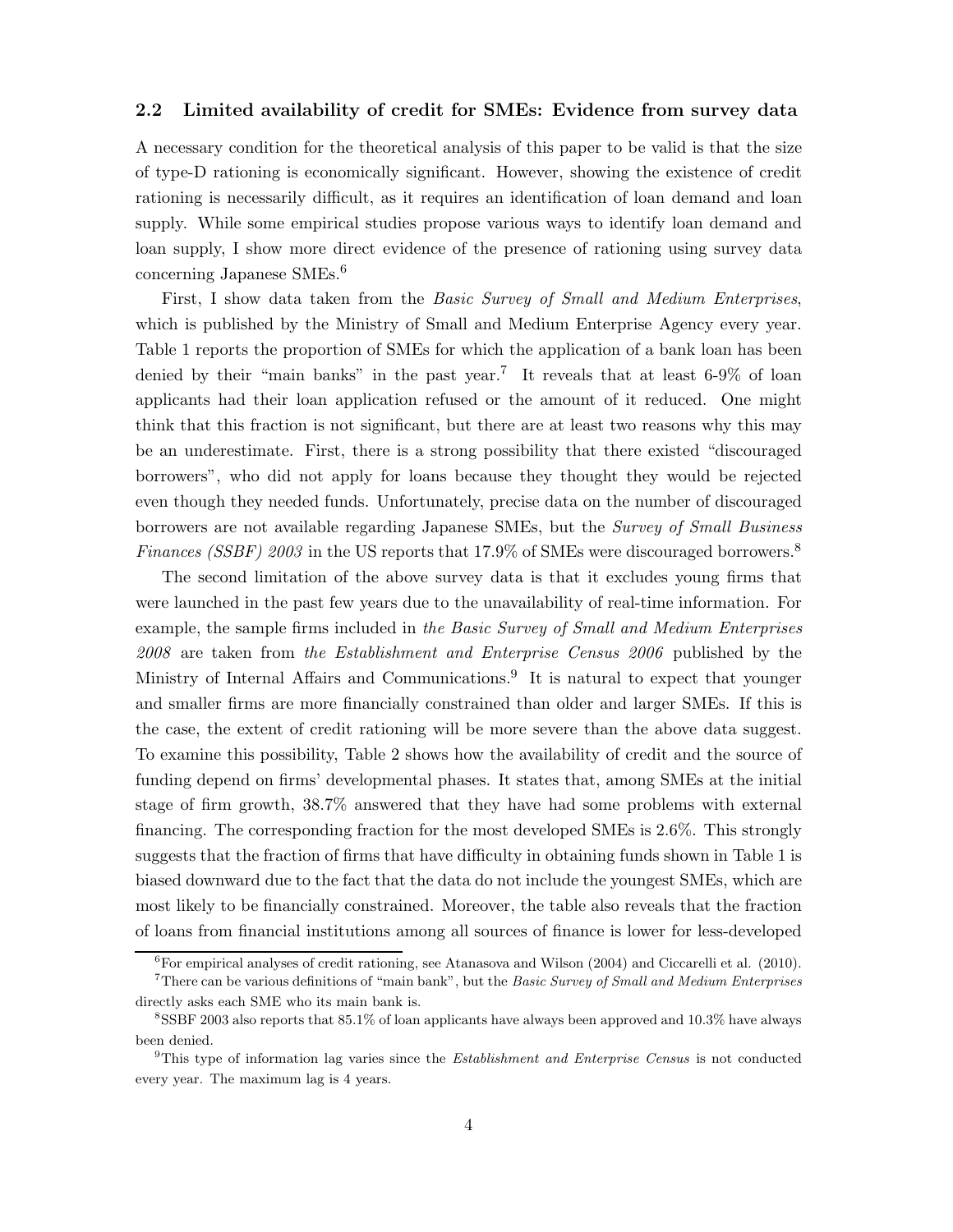## 2.2 Limited availability of credit for SMEs: Evidence from survey data

A necessary condition for the theoretical analysis of this paper to be valid is that the size of type-D rationing is economically significant. However, showing the existence of credit rationing is necessarily difficult, as it requires an identification of loan demand and loan supply. While some empirical studies propose various ways to identify loan demand and loan supply, I show more direct evidence of the presence of rationing using survey data concerning Japanese SMEs.[6]

First, I show data taken from the *Basic Survey of Small and Medium Enterprises*, which is published by the Ministry of Small and Medium Enterprise Agency every year. Table 1 reports the proportion of SMEs for which the application of a bank loan has been denied by their "main banks" in the past year.[7] It reveals that at least 6-9% of loan applicants had their loan application refused or the amount of it reduced. One might think that this fraction is not significant, but there are at least two reasons why this may be an underestimate. First, there is a strong possibility that there existed "discouraged borrowers", who did not apply for loans because they thought they would be rejected even though they needed funds. Unfortunately, precise data on the number of discouraged borrowers are not available regarding Japanese SMEs, but the *Survey of Small Business Finances (SSBF) 2003* in the US reports that 17.9% of SMEs were discouraged borrowers.[8]

The second limitation of the above survey data is that it excludes young firms that were launched in the past few years due to the unavailability of real-time information. For example, the sample firms included in *the Basic Survey of Small and Medium Enterprises 2008* are taken from *the Establishment and Enterprise Census 2006* published by the Ministry of Internal Affairs and Communications.[9] It is natural to expect that younger and smaller firms are more financially constrained than older and larger SMEs. If this is the case, the extent of credit rationing will be more severe than the above data suggest. To examine this possibility, Table 2 shows how the availability of credit and the source of funding depend on firms' developmental phases. It states that, among SMEs at the initial stage of firm growth, 38.7% answered that they have had some problems with external financing. The corresponding fraction for the most developed SMEs is 2.6%. This strongly suggests that the fraction of firms that have difficulty in obtaining funds shown in Table 1 is biased downward due to the fact that the data do not include the youngest SMEs, which are most likely to be financially constrained. Moreover, the table also reveals that the fraction of loans from financial institutions among all sources of finance is lower for less-developed

[6] For empirical analyses of credit rationing, see Atanasova and Wilson (2004) and Ciccarelli et al. (2010).

[7] There can be various definitions of "main bank", but the *Basic Survey of Small and Medium Enterprises* directly asks each SME who its main bank is.

[8] SSBF 2003 also reports that 85.1% of loan applicants have always been approved and 10.3% have always been denied.

[9] This type of information lag varies since the *Establishment and Enterprise Census* is not conducted every year. The maximum lag is 4 years.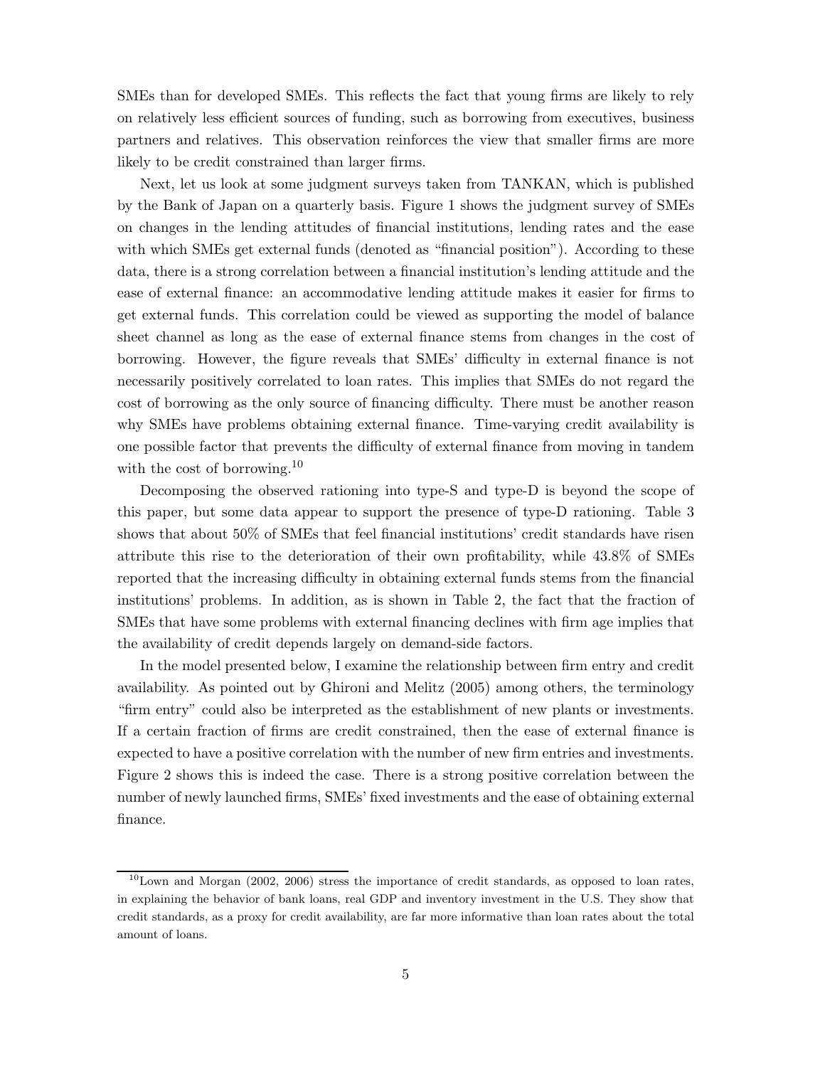SMEs than for developed SMEs. This reflects the fact that young firms are likely to rely on relatively less efficient sources of funding, such as borrowing from executives, business partners and relatives. This observation reinforces the view that smaller firms are more likely to be credit constrained than larger firms.

Next, let us look at some judgment surveys taken from TANKAN, which is published by the Bank of Japan on a quarterly basis. Figure 1 shows the judgment survey of SMEs on changes in the lending attitudes of financial institutions, lending rates and the ease with which SMEs get external funds (denoted as "financial position"). According to these data, there is a strong correlation between a financial institution's lending attitude and the ease of external finance: an accommodative lending attitude makes it easier for firms to get external funds. This correlation could be viewed as supporting the model of balance sheet channel as long as the ease of external finance stems from changes in the cost of borrowing. However, the figure reveals that SMEs' difficulty in external finance is not necessarily positively correlated to loan rates. This implies that SMEs do not regard the cost of borrowing as the only source of financing difficulty. There must be another reason why SMEs have problems obtaining external finance. Time-varying credit availability is one possible factor that prevents the difficulty of external finance from moving in tandem with the cost of borrowing.[10]

Decomposing the observed rationing into type-S and type-D is beyond the scope of this paper, but some data appear to support the presence of type-D rationing. Table 3 shows that about 50% of SMEs that feel financial institutions' credit standards have risen attribute this rise to the deterioration of their own profitability, while 43.8% of SMEs reported that the increasing difficulty in obtaining external funds stems from the financial institutions' problems. In addition, as is shown in Table 2, the fact that the fraction of SMEs that have some problems with external financing declines with firm age implies that the availability of credit depends largely on demand-side factors.

In the model presented below, I examine the relationship between firm entry and credit availability. As pointed out by Ghironi and Melitz (2005) among others, the terminology "firm entry" could also be interpreted as the establishment of new plants or investments. If a certain fraction of firms are credit constrained, then the ease of external finance is expected to have a positive correlation with the number of new firm entries and investments. Figure 2 shows this is indeed the case. There is a strong positive correlation between the number of newly launched firms, SMEs' fixed investments and the ease of obtaining external finance.

[10] Lown and Morgan (2002, 2006) stress the importance of credit standards, as opposed to loan rates, in explaining the behavior of bank loans, real GDP and inventory investment in the U.S. They show that credit standards, as a proxy for credit availability, are far more informative than loan rates about the total amount of loans.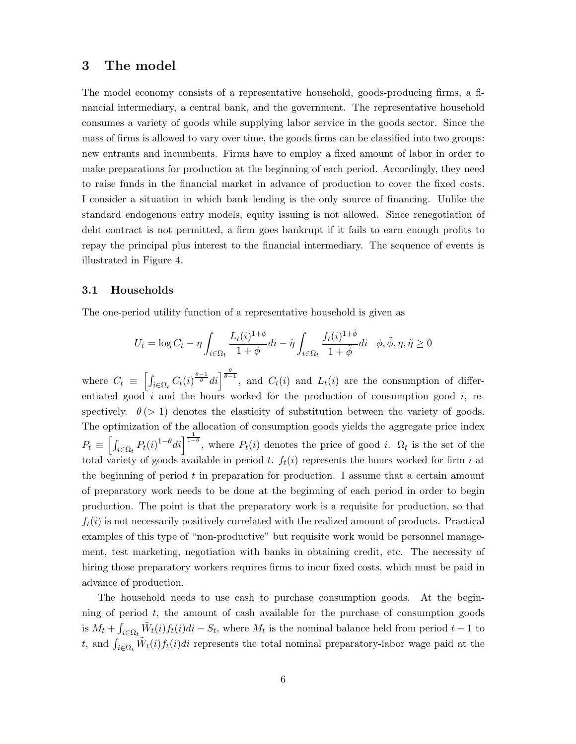## 3 The model

The model economy consists of a representative household, goods-producing firms, a financial intermediary, a central bank, and the government. The representative household consumes a variety of goods while supplying labor service in the goods sector. Since the mass of firms is allowed to vary over time, the goods firms can be classified into two groups: new entrants and incumbents. Firms have to employ a fixed amount of labor in order to make preparations for production at the beginning of each period. Accordingly, they need to raise funds in the financial market in advance of production to cover the fixed costs. I consider a situation in which bank lending is the only source of financing. Unlike the standard endogenous entry models, equity issuing is not allowed. Since renegotiation of debt contract is not permitted, a firm goes bankrupt if it fails to earn enough profits to repay the principal plus interest to the financial intermediary. The sequence of events is illustrated in Figure 4.

### 3.1 Households

The one-period utility function of a representative household is given as

$$U_t = \log C_t - \eta \int_{i\in\Omega_t} \frac{L_t(i)^{1+\phi}}{1+\phi} di - \tilde{\eta} \int_{i\in\Omega_t} \frac{f_t(i)^{1+\tilde{\phi}}}{1+\tilde{\phi}} di \quad \phi, \tilde{\phi}, \eta, \tilde{\eta} \geq 0$$

where $C_t \equiv \left[\int_{i\in\Omega_t} C_t(i)^{\frac{\theta-1}{\theta}} di\right]^{\frac{\theta}{\theta-1}}$, and $C_t(i)$ and $L_t(i)$ are the consumption of differentiated good $i$ and the hours worked for the production of consumption good $i$, respectively. $\theta\,(>1)$ denotes the elasticity of substitution between the variety of goods. The optimization of the allocation of consumption goods yields the aggregate price index $P_t \equiv \left[\int_{i\in\Omega_t} P_t(i)^{1-\theta} di\right]^{\frac{1}{1-\theta}}$, where $P_t(i)$ denotes the price of good $i$. $\Omega_t$ is the set of the total variety of goods available in period $t$. $f_t(i)$ represents the hours worked for firm $i$ at the beginning of period $t$ in preparation for production. I assume that a certain amount of preparatory work needs to be done at the beginning of each period in order to begin production. The point is that the preparatory work is a requisite for production, so that $f_t(i)$ is not necessarily positively correlated with the realized amount of products. Practical examples of this type of "non-productive" but requisite work would be personnel management, test marketing, negotiation with banks in obtaining credit, etc. The necessity of hiring those preparatory workers requires firms to incur fixed costs, which must be paid in advance of production.

The household needs to use cash to purchase consumption goods. At the beginning of period $t$, the amount of cash available for the purchase of consumption goods is $M_t + \int_{i\in\Omega_t} \tilde{W}_t(i) f_t(i) di - S_t$, where $M_t$ is the nominal balance held from period $t-1$ to $t$, and $\int_{i\in\Omega_t} \tilde{W}_t(i) f_t(i) di$ represents the total nominal preparatory-labor wage paid at the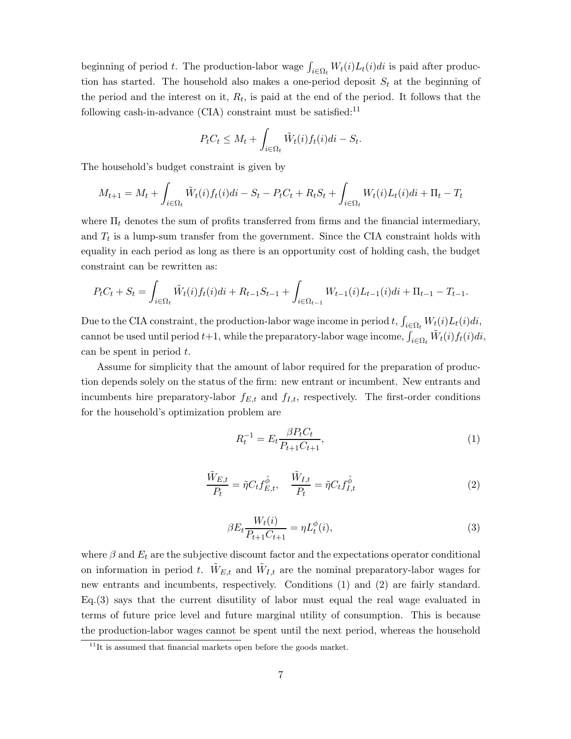beginning of period $t$. The production-labor wage $\int_{i\in\Omega_t} W_t(i)L_t(i)di$ is paid after production has started. The household also makes a one-period deposit $S_t$ at the beginning of the period and the interest on it, $R_t$, is paid at the end of the period. It follows that the following cash-in-advance (CIA) constraint must be satisfied:[11]

$$P_t C_t \leq M_t + \int_{i\in\Omega_t} \tilde{W}_t(i) f_t(i)di - S_t.$$

The household's budget constraint is given by

$$M_{t+1} = M_t + \int_{i\in\Omega_t} \tilde{W}_t(i) f_t(i)di - S_t - P_t C_t + R_t S_t + \int_{i\in\Omega_t} W_t(i)L_t(i)di + \Pi_t - T_t$$

where $\Pi_t$ denotes the sum of profits transferred from firms and the financial intermediary, and $T_t$ is a lump-sum transfer from the government. Since the CIA constraint holds with equality in each period as long as there is an opportunity cost of holding cash, the budget constraint can be rewritten as:

$$P_t C_t + S_t = \int_{i\in\Omega_t} \tilde{W}_t(i) f_t(i)di + R_{t-1}S_{t-1} + \int_{i\in\Omega_{t-1}} W_{t-1}(i)L_{t-1}(i)di + \Pi_{t-1} - T_{t-1}.$$

Due to the CIA constraint, the production-labor wage income in period $t$, $\int_{i\in\Omega_t} W_t(i)L_t(i)di$, cannot be used until period $t+1$, while the preparatory-labor wage income, $\int_{i\in\Omega_t} \tilde{W}_t(i) f_t(i)di$, can be spent in period $t$.

Assume for simplicity that the amount of labor required for the preparation of production depends solely on the status of the firm: new entrant or incumbent. New entrants and incumbents hire preparatory-labor $f_{E,t}$ and $f_{I,t}$, respectively. The first-order conditions for the household's optimization problem are

$$R_t^{-1} = E_t \frac{\beta P_t C_t}{P_{t+1}C_{t+1}}, \tag{1}$$

$$\frac{\tilde{W}_{E,t}}{P_t} = \tilde{\eta} C_t f_{E,t}^{\tilde{\phi}}, \quad \frac{\tilde{W}_{I,t}}{P_t} = \tilde{\eta} C_t f_{I,t}^{\tilde{\phi}} \tag{2}$$

$$\beta E_t \frac{W_t(i)}{P_{t+1}C_{t+1}} = \eta L_t^{\phi}(i), \tag{3}$$

where $\beta$ and $E_t$ are the subjective discount factor and the expectations operator conditional on information in period $t$. $\tilde{W}_{E,t}$ and $\tilde{W}_{I,t}$ are the nominal preparatory-labor wages for new entrants and incumbents, respectively. Conditions (1) and (2) are fairly standard. Eq.(3) says that the current disutility of labor must equal the real wage evaluated in terms of future price level and future marginal utility of consumption. This is because the production-labor wages cannot be spent until the next period, whereas the household

[11] It is assumed that financial markets open before the goods market.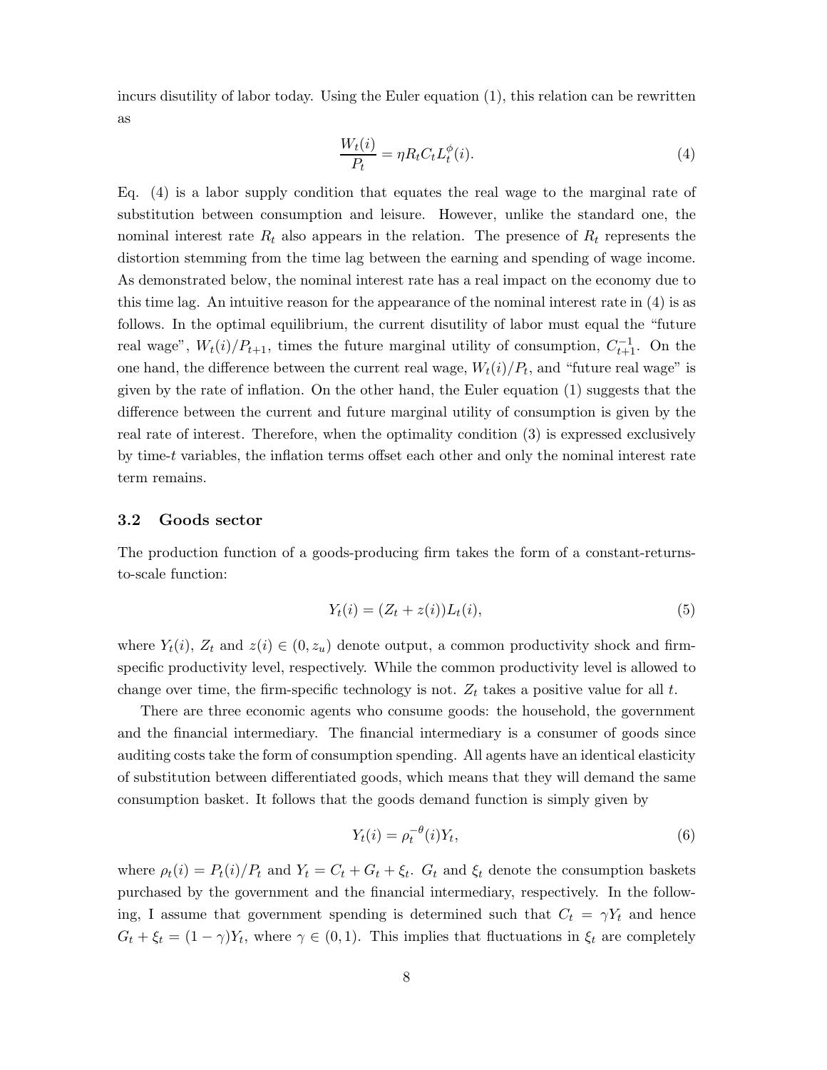incurs disutility of labor today. Using the Euler equation (1), this relation can be rewritten as

$$\frac{W_t(i)}{P_t} = \eta R_t C_t L_t^{\phi}(i). \tag{4}$$

Eq. (4) is a labor supply condition that equates the real wage to the marginal rate of substitution between consumption and leisure. However, unlike the standard one, the nominal interest rate $R_t$ also appears in the relation. The presence of $R_t$ represents the distortion stemming from the time lag between the earning and spending of wage income. As demonstrated below, the nominal interest rate has a real impact on the economy due to this time lag. An intuitive reason for the appearance of the nominal interest rate in (4) is as follows. In the optimal equilibrium, the current disutility of labor must equal the "future real wage", $W_t(i)/P_{t+1}$, times the future marginal utility of consumption, $C_{t+1}^{-1}$. On the one hand, the difference between the current real wage, $W_t(i)/P_t$, and "future real wage" is given by the rate of inflation. On the other hand, the Euler equation (1) suggests that the difference between the current and future marginal utility of consumption is given by the real rate of interest. Therefore, when the optimality condition (3) is expressed exclusively by time-$t$ variables, the inflation terms offset each other and only the nominal interest rate term remains.

### 3.2 Goods sector

The production function of a goods-producing firm takes the form of a constant-returns-to-scale function:

$$Y_t(i) = (Z_t + z(i))L_t(i), \tag{5}$$

where $Y_t(i)$, $Z_t$ and $z(i) \in (0, z_u)$ denote output, a common productivity shock and firm-specific productivity level, respectively. While the common productivity level is allowed to change over time, the firm-specific technology is not. $Z_t$ takes a positive value for all $t$.

There are three economic agents who consume goods: the household, the government and the financial intermediary. The financial intermediary is a consumer of goods since auditing costs take the form of consumption spending. All agents have an identical elasticity of substitution between differentiated goods, which means that they will demand the same consumption basket. It follows that the goods demand function is simply given by

$$Y_t(i) = \rho_t^{-\theta}(i) Y_t, \tag{6}$$

where $\rho_t(i) = P_t(i)/P_t$ and $Y_t = C_t + G_t + \xi_t$. $G_t$ and $\xi_t$ denote the consumption baskets purchased by the government and the financial intermediary, respectively. In the following, I assume that government spending is determined such that $C_t = \gamma Y_t$ and hence $G_t + \xi_t = (1 - \gamma)Y_t$, where $\gamma \in (0, 1)$. This implies that fluctuations in $\xi_t$ are completely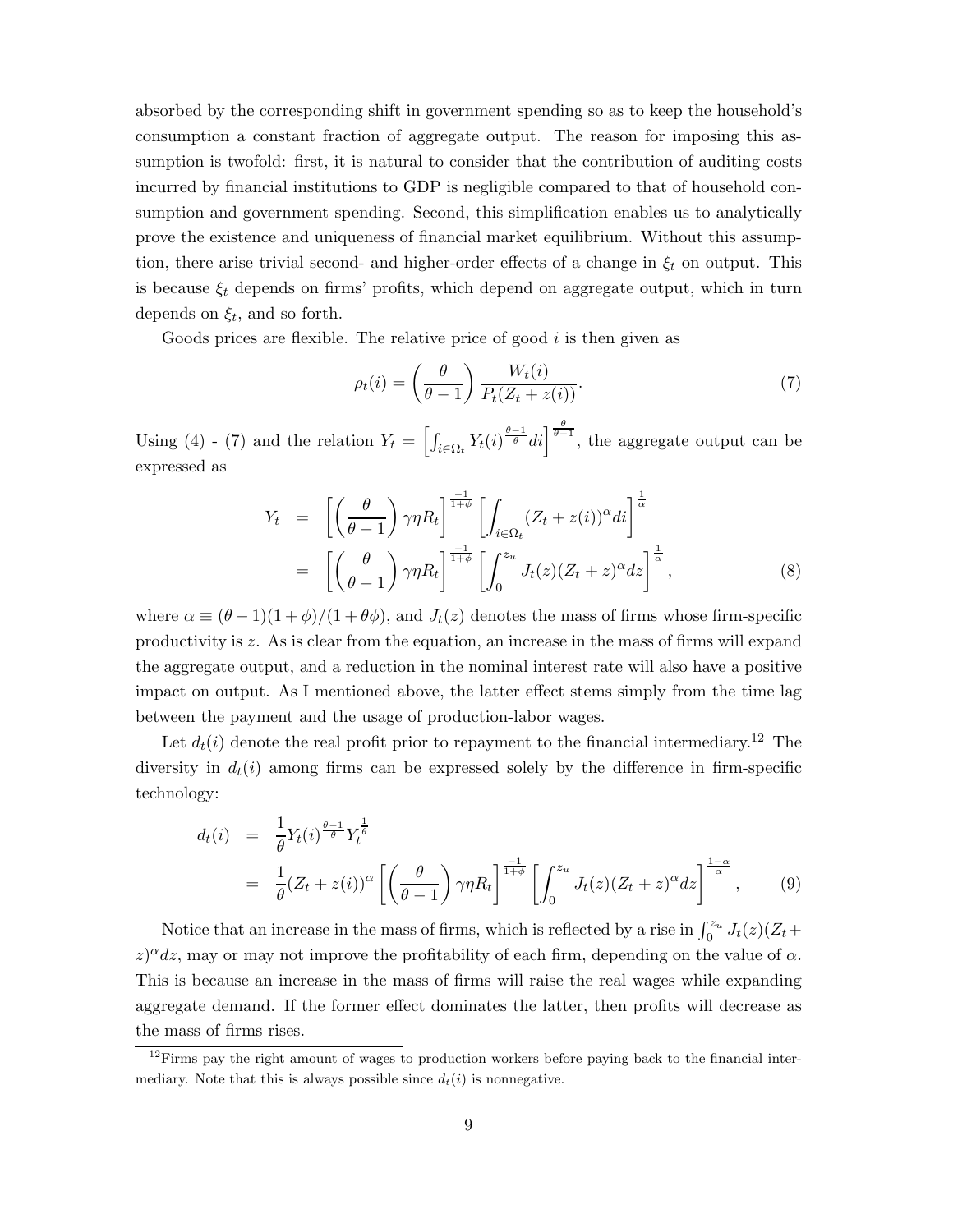absorbed by the corresponding shift in government spending so as to keep the household's consumption a constant fraction of aggregate output. The reason for imposing this assumption is twofold: first, it is natural to consider that the contribution of auditing costs incurred by financial institutions to GDP is negligible compared to that of household consumption and government spending. Second, this simplification enables us to analytically prove the existence and uniqueness of financial market equilibrium. Without this assumption, there arise trivial second- and higher-order effects of a change in $\xi_t$ on output. This is because $\xi_t$ depends on firms' profits, which depend on aggregate output, which in turn depends on $\xi_t$, and so forth.

Goods prices are flexible. The relative price of good $i$ is then given as

$$\rho_t(i) = \left(\frac{\theta}{\theta - 1}\right) \frac{W_t(i)}{P_t(Z_t + z(i))}. \tag{7}$$

Using (4) - (7) and the relation $Y_t = \left[\int_{i \in \Omega_t} Y_t(i)^{\frac{\theta-1}{\theta}} di\right]^{\frac{\theta}{\theta-1}}$, the aggregate output can be expressed as

$$\begin{aligned} Y_t &= \left[\left(\frac{\theta}{\theta-1}\right)\gamma\eta R_t\right]^{\frac{-1}{1+\phi}} \left[\int_{i \in \Omega_t} (Z_t + z(i))^{\alpha} di\right]^{\frac{1}{\alpha}} \\ &= \left[\left(\frac{\theta}{\theta-1}\right)\gamma\eta R_t\right]^{\frac{-1}{1+\phi}} \left[\int_0^{z_u} J_t(z)(Z_t + z)^{\alpha} dz\right]^{\frac{1}{\alpha}}, \end{aligned} \tag{8}$$

where $\alpha \equiv (\theta - 1)(1 + \phi)/(1 + \theta\phi)$, and $J_t(z)$ denotes the mass of firms whose firm-specific productivity is $z$. As is clear from the equation, an increase in the mass of firms will expand the aggregate output, and a reduction in the nominal interest rate will also have a positive impact on output. As I mentioned above, the latter effect stems simply from the time lag between the payment and the usage of production-labor wages.

Let $d_t(i)$ denote the real profit prior to repayment to the financial intermediary.[12] The diversity in $d_t(i)$ among firms can be expressed solely by the difference in firm-specific technology:

$$\begin{aligned} d_t(i) &= \frac{1}{\theta} Y_t(i)^{\frac{\theta-1}{\theta}} Y_t^{\frac{1}{\theta}} \\ &= \frac{1}{\theta}(Z_t + z(i))^{\alpha} \left[\left(\frac{\theta}{\theta-1}\right)\gamma\eta R_t\right]^{\frac{-1}{1+\phi}} \left[\int_0^{z_u} J_t(z)(Z_t + z)^{\alpha} dz\right]^{\frac{1-\alpha}{\alpha}}, \end{aligned} \tag{9}$$

Notice that an increase in the mass of firms, which is reflected by a rise in $\int_0^{z_u} J_t(z)(Z_t + z)^{\alpha} dz$, may or may not improve the profitability of each firm, depending on the value of $\alpha$. This is because an increase in the mass of firms will raise the real wages while expanding aggregate demand. If the former effect dominates the latter, then profits will decrease as the mass of firms rises.

[12] Firms pay the right amount of wages to production workers before paying back to the financial intermediary. Note that this is always possible since $d_t(i)$ is nonnegative.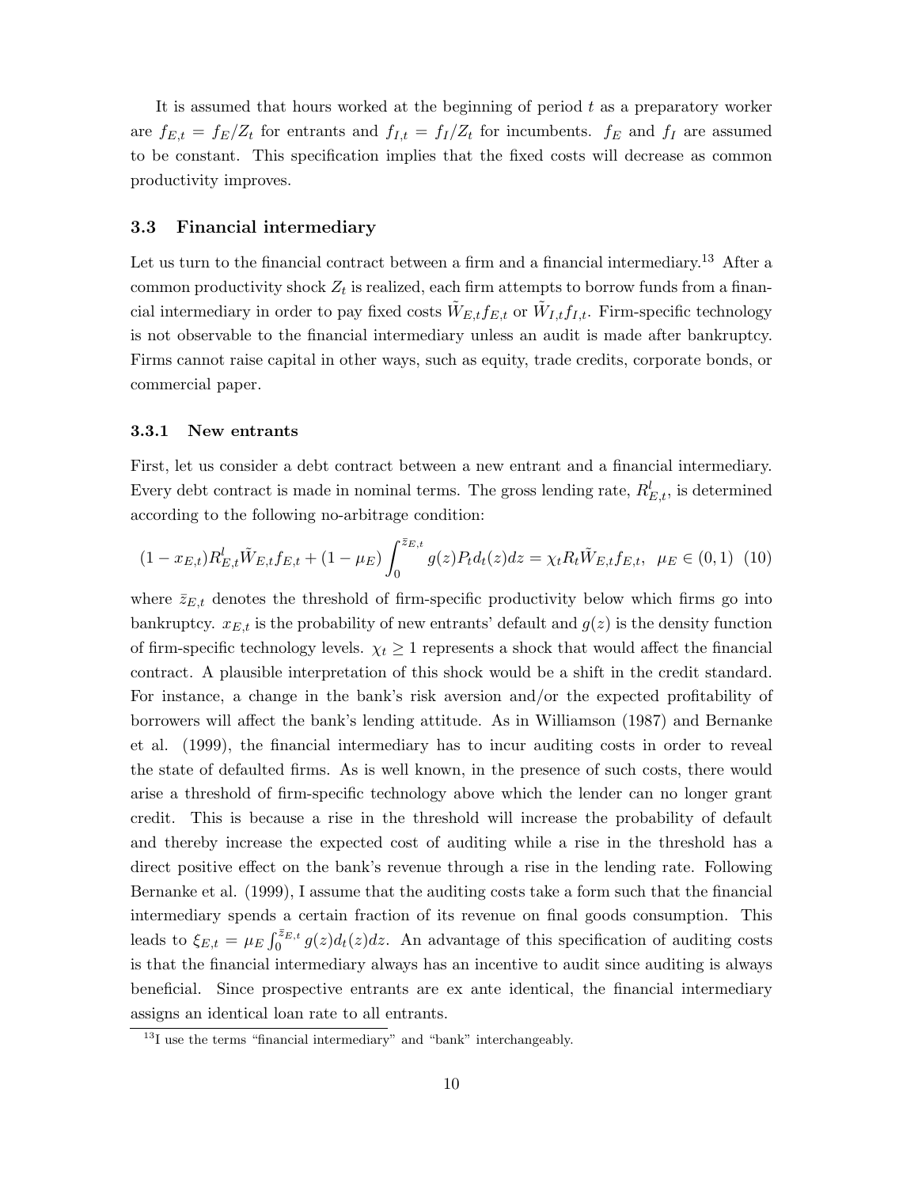It is assumed that hours worked at the beginning of period $t$ as a preparatory worker are $f_{E,t} = f_E/Z_t$ for entrants and $f_{I,t} = f_I/Z_t$ for incumbents. $f_E$ and $f_I$ are assumed to be constant. This specification implies that the fixed costs will decrease as common productivity improves.

### 3.3 Financial intermediary

Let us turn to the financial contract between a firm and a financial intermediary.[13] After a common productivity shock $Z_t$ is realized, each firm attempts to borrow funds from a financial intermediary in order to pay fixed costs $\tilde{W}_{E,t}f_{E,t}$ or $\tilde{W}_{I,t}f_{I,t}$. Firm-specific technology is not observable to the financial intermediary unless an audit is made after bankruptcy. Firms cannot raise capital in other ways, such as equity, trade credits, corporate bonds, or commercial paper.

#### 3.3.1 New entrants

First, let us consider a debt contract between a new entrant and a financial intermediary. Every debt contract is made in nominal terms. The gross lending rate, $R^l_{E,t}$, is determined according to the following no-arbitrage condition:

$$(1 - x_{E,t})R^l_{E,t}\tilde{W}_{E,t}f_{E,t} + (1 - \mu_E)\int_0^{\bar{z}_{E,t}} g(z)P_t d_t(z)dz = \chi_t R_t \tilde{W}_{E,t}f_{E,t}, \ \ \mu_E \in (0,1) \quad (10)$$

where $\bar{z}_{E,t}$ denotes the threshold of firm-specific productivity below which firms go into bankruptcy. $x_{E,t}$ is the probability of new entrants' default and $g(z)$ is the density function of firm-specific technology levels. $\chi_t \geq 1$ represents a shock that would affect the financial contract. A plausible interpretation of this shock would be a shift in the credit standard. For instance, a change in the bank's risk aversion and/or the expected profitability of borrowers will affect the bank's lending attitude. As in Williamson (1987) and Bernanke et al. (1999), the financial intermediary has to incur auditing costs in order to reveal the state of defaulted firms. As is well known, in the presence of such costs, there would arise a threshold of firm-specific technology above which the lender can no longer grant credit. This is because a rise in the threshold will increase the probability of default and thereby increase the expected cost of auditing while a rise in the threshold has a direct positive effect on the bank's revenue through a rise in the lending rate. Following Bernanke et al. (1999), I assume that the auditing costs take a form such that the financial intermediary spends a certain fraction of its revenue on final goods consumption. This leads to $\xi_{E,t} = \mu_E \int_0^{\bar{z}_{E,t}} g(z)d_t(z)dz$. An advantage of this specification of auditing costs is that the financial intermediary always has an incentive to audit since auditing is always beneficial. Since prospective entrants are ex ante identical, the financial intermediary assigns an identical loan rate to all entrants.

[13] I use the terms "financial intermediary" and "bank" interchangeably.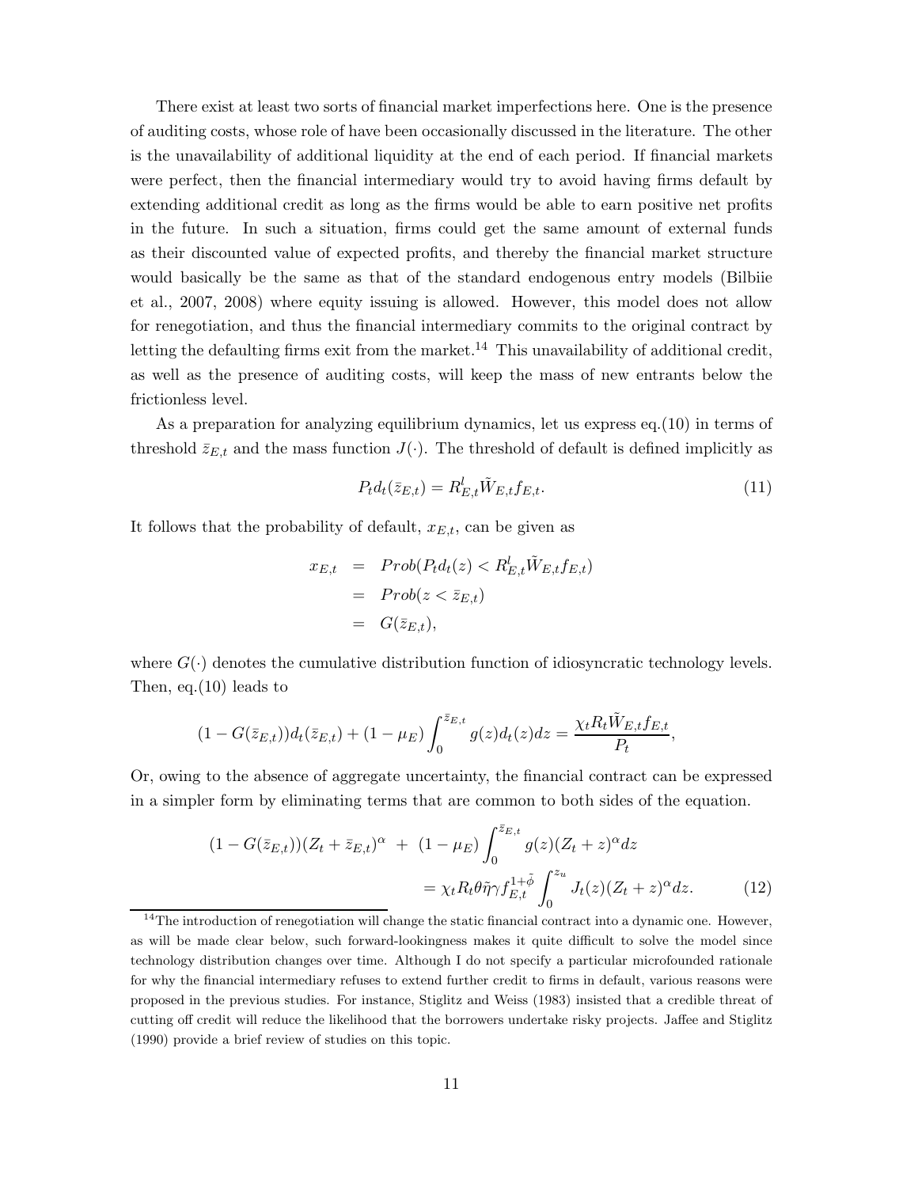There exist at least two sorts of financial market imperfections here. One is the presence of auditing costs, whose role of have been occasionally discussed in the literature. The other is the unavailability of additional liquidity at the end of each period. If financial markets were perfect, then the financial intermediary would try to avoid having firms default by extending additional credit as long as the firms would be able to earn positive net profits in the future. In such a situation, firms could get the same amount of external funds as their discounted value of expected profits, and thereby the financial market structure would basically be the same as that of the standard endogenous entry models (Bilbiie et al., 2007, 2008) where equity issuing is allowed. However, this model does not allow for renegotiation, and thus the financial intermediary commits to the original contract by letting the defaulting firms exit from the market.[14] This unavailability of additional credit, as well as the presence of auditing costs, will keep the mass of new entrants below the frictionless level.

As a preparation for analyzing equilibrium dynamics, let us express eq.(10) in terms of threshold $\bar{z}_{E,t}$ and the mass function $J(\cdot)$. The threshold of default is defined implicitly as

$$P_t d_t(\bar{z}_{E,t}) = R^l_{E,t} \tilde{W}_{E,t} f_{E,t}. \tag{11}$$

It follows that the probability of default, $x_{E,t}$, can be given as

$$\begin{aligned} x_{E,t} &= Prob(P_t d_t(z) < R^l_{E,t} \tilde{W}_{E,t} f_{E,t}) \\ &= Prob(z < \bar{z}_{E,t}) \\ &= G(\bar{z}_{E,t}), \end{aligned}$$

where $G(\cdot)$ denotes the cumulative distribution function of idiosyncratic technology levels. Then, eq.(10) leads to

$$(1 - G(\bar{z}_{E,t}))d_t(\bar{z}_{E,t}) + (1 - \mu_E) \int_0^{\bar{z}_{E,t}} g(z) d_t(z) dz = \frac{\chi_t R_t \tilde{W}_{E,t} f_{E,t}}{P_t},$$

Or, owing to the absence of aggregate uncertainty, the financial contract can be expressed in a simpler form by eliminating terms that are common to both sides of the equation.

$$\begin{aligned} (1 - G(\bar{z}_{E,t}))(Z_t + \bar{z}_{E,t})^\alpha \; + \; (1 - \mu_E) \int_0^{\bar{z}_{E,t}} g(z)(Z_t + z)^\alpha dz \\ = \chi_t R_t \theta \tilde{\eta} \gamma f_{E,t}^{1+\tilde{\phi}} \int_0^{z_u} J_t(z)(Z_t + z)^\alpha dz. \end{aligned} \tag{12}$$

[14] The introduction of renegotiation will change the static financial contract into a dynamic one. However, as will be made clear below, such forward-lookingness makes it quite difficult to solve the model since technology distribution changes over time. Although I do not specify a particular microfounded rationale for why the financial intermediary refuses to extend further credit to firms in default, various reasons were proposed in the previous studies. For instance, Stiglitz and Weiss (1983) insisted that a credible threat of cutting off credit will reduce the likelihood that the borrowers undertake risky projects. Jaffee and Stiglitz (1990) provide a brief review of studies on this topic.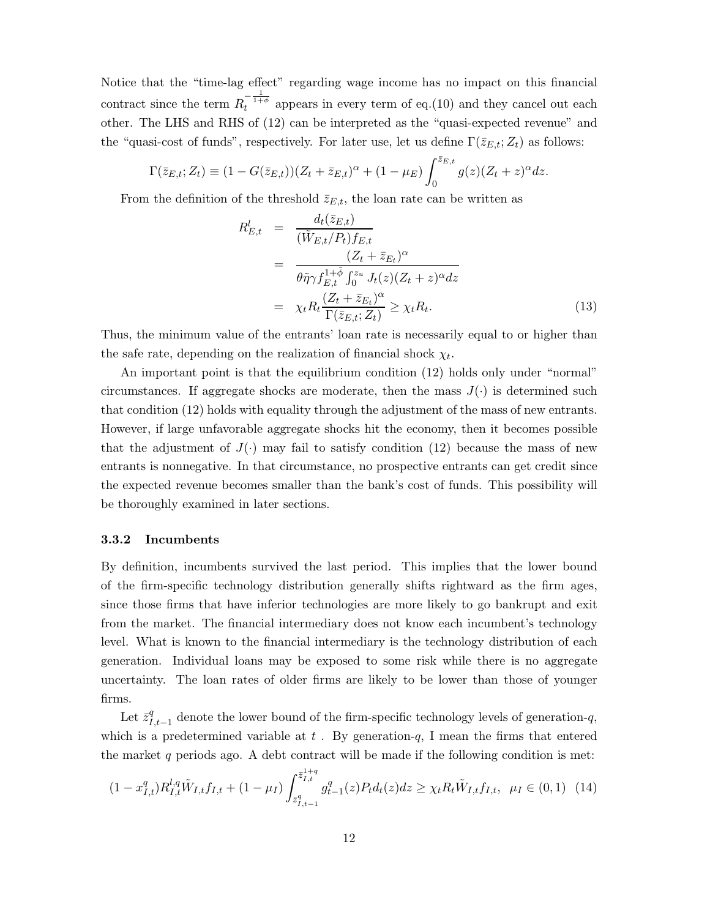Notice that the "time-lag effect" regarding wage income has no impact on this financial contract since the term $R_t^{-\frac{1}{1+\phi}}$ appears in every term of eq.(10) and they cancel out each other. The LHS and RHS of (12) can be interpreted as the "quasi-expected revenue" and the "quasi-cost of funds", respectively. For later use, let us define $\Gamma(\bar{z}_{E,t}; Z_t)$ as follows:

$$\Gamma(\bar{z}_{E,t}; Z_t) \equiv (1 - G(\bar{z}_{E,t}))(Z_t + \bar{z}_{E,t})^\alpha + (1 - \mu_E) \int_0^{\bar{z}_{E,t}} g(z)(Z_t + z)^\alpha dz.$$

From the definition of the threshold $\bar{z}_{E,t}$, the loan rate can be written as

$$\begin{aligned} R^l_{E,t} &= \frac{d_t(\bar{z}_{E,t})}{(\tilde{W}_{E,t}/P_t) f_{E,t}} \\ &= \frac{(Z_t + \bar{z}_{E_t})^\alpha}{\theta \tilde{\eta} \gamma f_{E,t}^{1+\tilde{\phi}} \int_0^{z_u} J_t(z)(Z_t + z)^\alpha dz} \\ &= \chi_t R_t \frac{(Z_t + \bar{z}_{E_t})^\alpha}{\Gamma(\bar{z}_{E,t}; Z_t)} \geq \chi_t R_t. \end{aligned} \tag{13}$$

Thus, the minimum value of the entrants' loan rate is necessarily equal to or higher than the safe rate, depending on the realization of financial shock $\chi_t$.

An important point is that the equilibrium condition (12) holds only under "normal" circumstances. If aggregate shocks are moderate, then the mass $J(\cdot)$ is determined such that condition (12) holds with equality through the adjustment of the mass of new entrants. However, if large unfavorable aggregate shocks hit the economy, then it becomes possible that the adjustment of $J(\cdot)$ may fail to satisfy condition (12) because the mass of new entrants is nonnegative. In that circumstance, no prospective entrants can get credit since the expected revenue becomes smaller than the bank's cost of funds. This possibility will be thoroughly examined in later sections.

### 3.3.2 Incumbents

By definition, incumbents survived the last period. This implies that the lower bound of the firm-specific technology distribution generally shifts rightward as the firm ages, since those firms that have inferior technologies are more likely to go bankrupt and exit from the market. The financial intermediary does not know each incumbent's technology level. What is known to the financial intermediary is the technology distribution of each generation. Individual loans may be exposed to some risk while there is no aggregate uncertainty. The loan rates of older firms are likely to be lower than those of younger firms.

Let $\bar{z}^q_{I,t-1}$ denote the lower bound of the firm-specific technology levels of generation-$q$, which is a predetermined variable at $t$ . By generation-$q$, I mean the firms that entered the market $q$ periods ago. A debt contract will be made if the following condition is met:

$$(1 - x^q_{I,t}) R^{l,q}_{I,t} \tilde{W}_{I,t} f_{I,t} + (1 - \mu_I) \int_{\bar{z}^q_{I,t-1}}^{\bar{z}^{1+q}_{I,t}} g^q_{t-1}(z) P_t d_t(z) dz \geq \chi_t R_t \tilde{W}_{I,t} f_{I,t}, \;\; \mu_I \in (0, 1) \tag{14}$$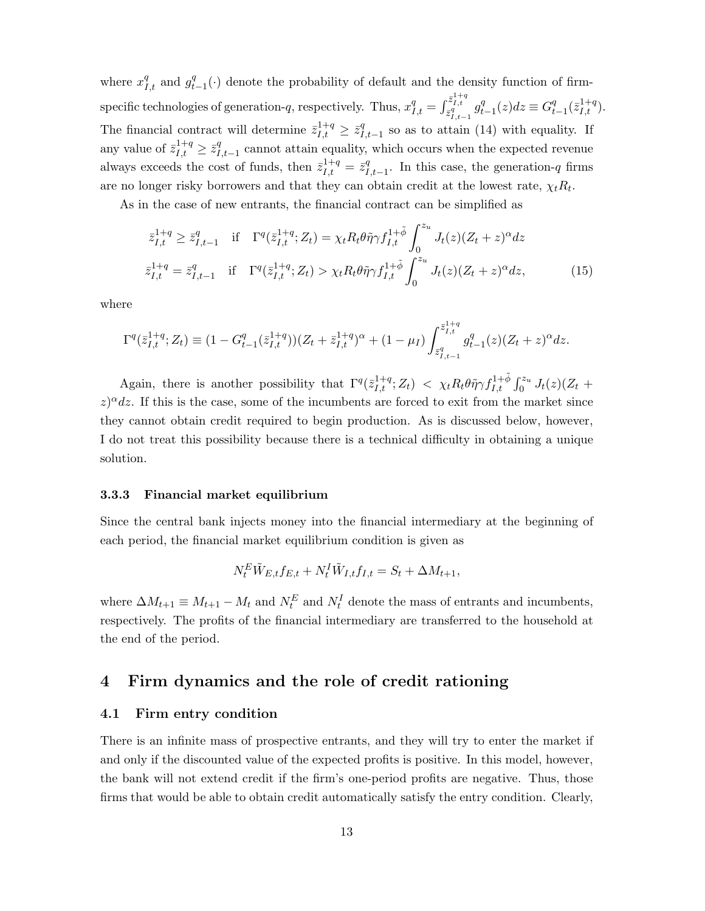where $x^q_{I,t}$ and $g^q_{t-1}(\cdot)$ denote the probability of default and the density function of firm-specific technologies of generation-$q$, respectively. Thus, $x^q_{I,t} = \int_{\bar{z}^q_{I,t-1}}^{\bar{z}^{1+q}_{I,t}} g^q_{t-1}(z)dz \equiv G^q_{t-1}(\bar{z}^{1+q}_{I,t})$. The financial contract will determine $\bar{z}^{1+q}_{I,t} \geq \bar{z}^q_{I,t-1}$ so as to attain (14) with equality. If any value of $\bar{z}^{1+q}_{I,t} \geq \bar{z}^q_{I,t-1}$ cannot attain equality, which occurs when the expected revenue always exceeds the cost of funds, then $\bar{z}^{1+q}_{I,t} = \bar{z}^q_{I,t-1}$. In this case, the generation-$q$ firms are no longer risky borrowers and that they can obtain credit at the lowest rate, $\chi_t R_t$.

As in the case of new entrants, the financial contract can be simplified as

$$
\begin{aligned}
\bar{z}^{1+q}_{I,t} \geq \bar{z}^q_{I,t-1} \quad &\text{if} \quad \Gamma^q(\bar{z}^{1+q}_{I,t}; Z_t) = \chi_t R_t \theta \tilde{\eta} \gamma f^{1+\tilde{\phi}}_{I,t} \int_0^{z_u} J_t(z)(Z_t + z)^\alpha dz \\
\bar{z}^{1+q}_{I,t} = \bar{z}^q_{I,t-1} \quad &\text{if} \quad \Gamma^q(\bar{z}^{1+q}_{I,t}; Z_t) > \chi_t R_t \theta \tilde{\eta} \gamma f^{1+\tilde{\phi}}_{I,t} \int_0^{z_u} J_t(z)(Z_t + z)^\alpha dz,
\end{aligned}
\tag{15}
$$

where

$$
\Gamma^q(\bar{z}^{1+q}_{I,t}; Z_t) \equiv (1 - G^q_{t-1}(\bar{z}^{1+q}_{I,t}))(Z_t + \bar{z}^{1+q}_{I,t})^\alpha + (1 - \mu_I) \int_{\bar{z}^q_{I,t-1}}^{\bar{z}^{1+q}_{I,t}} g^q_{t-1}(z)(Z_t + z)^\alpha dz.
$$

Again, there is another possibility that $\Gamma^q(\bar{z}^{1+q}_{I,t}; Z_t) < \chi_t R_t \theta \tilde{\eta} \gamma f^{1+\tilde{\phi}}_{I,t} \int_0^{z_u} J_t(z)(Z_t + z)^\alpha dz$. If this is the case, some of the incumbents are forced to exit from the market since they cannot obtain credit required to begin production. As is discussed below, however, I do not treat this possibility because there is a technical difficulty in obtaining a unique solution.

#### 3.3.3 Financial market equilibrium

Since the central bank injects money into the financial intermediary at the beginning of each period, the financial market equilibrium condition is given as

$$
N^E_t \tilde{W}_{E,t} f_{E,t} + N^I_t \tilde{W}_{I,t} f_{I,t} = S_t + \Delta M_{t+1},
$$

where $\Delta M_{t+1} \equiv M_{t+1} - M_t$ and $N^E_t$ and $N^I_t$ denote the mass of entrants and incumbents, respectively. The profits of the financial intermediary are transferred to the household at the end of the period.

## 4 Firm dynamics and the role of credit rationing

### 4.1 Firm entry condition

There is an infinite mass of prospective entrants, and they will try to enter the market if and only if the discounted value of the expected profits is positive. In this model, however, the bank will not extend credit if the firm's one-period profits are negative. Thus, those firms that would be able to obtain credit automatically satisfy the entry condition. Clearly,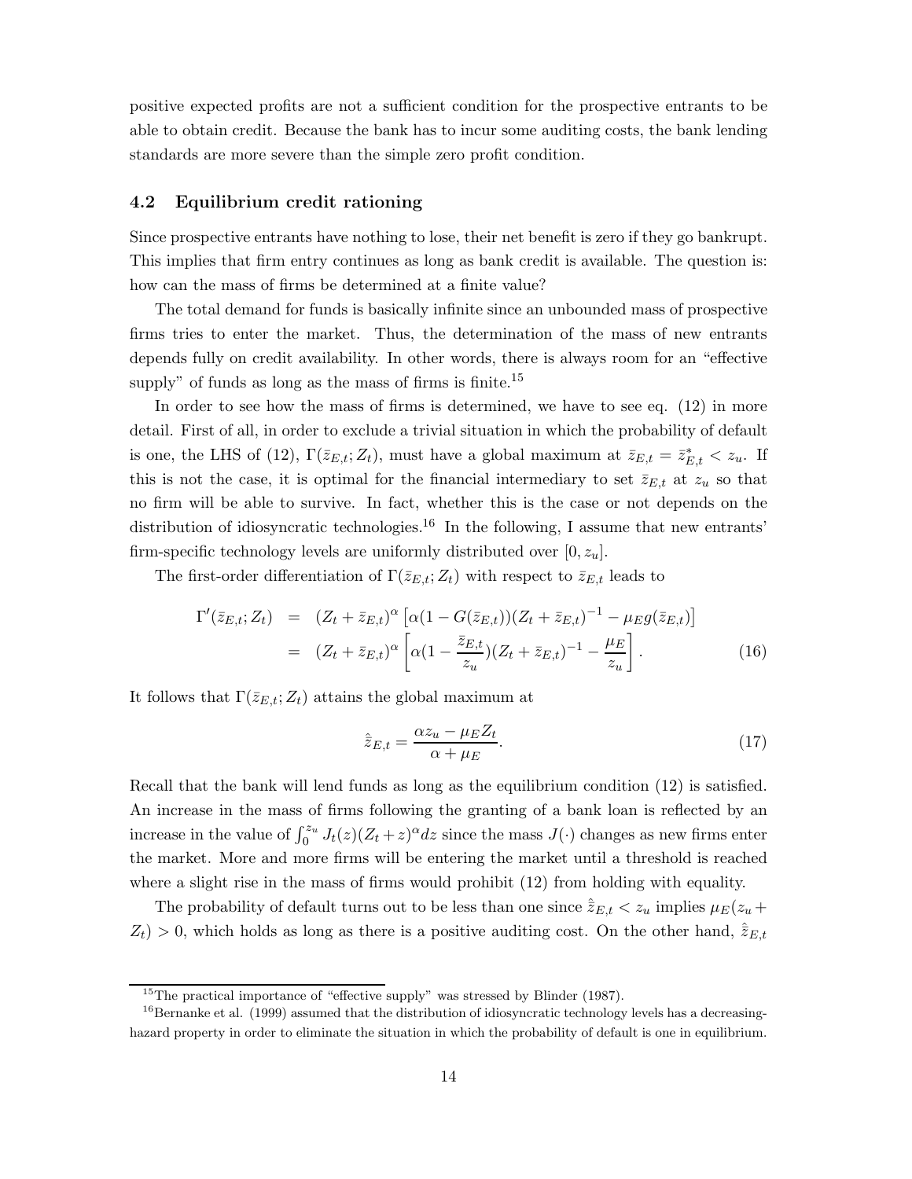positive expected profits are not a sufficient condition for the prospective entrants to be able to obtain credit. Because the bank has to incur some auditing costs, the bank lending standards are more severe than the simple zero profit condition.

### 4.2 Equilibrium credit rationing

Since prospective entrants have nothing to lose, their net benefit is zero if they go bankrupt. This implies that firm entry continues as long as bank credit is available. The question is: how can the mass of firms be determined at a finite value?

The total demand for funds is basically infinite since an unbounded mass of prospective firms tries to enter the market. Thus, the determination of the mass of new entrants depends fully on credit availability. In other words, there is always room for an "effective supply" of funds as long as the mass of firms is finite.[15]

In order to see how the mass of firms is determined, we have to see eq. (12) in more detail. First of all, in order to exclude a trivial situation in which the probability of default is one, the LHS of (12), $\Gamma(\bar{z}_{E,t}; Z_t)$, must have a global maximum at $\bar{z}_{E,t} = \bar{z}^*_{E,t} < z_u$. If this is not the case, it is optimal for the financial intermediary to set $\bar{z}_{E,t}$ at $z_u$ so that no firm will be able to survive. In fact, whether this is the case or not depends on the distribution of idiosyncratic technologies.[16] In the following, I assume that new entrants' firm-specific technology levels are uniformly distributed over $[0, z_u]$.

The first-order differentiation of $\Gamma(\bar{z}_{E,t}; Z_t)$ with respect to $\bar{z}_{E,t}$ leads to

$$
\begin{aligned}
\Gamma'(\bar{z}_{E,t}; Z_t) &= (Z_t + \bar{z}_{E,t})^{\alpha} \left[\alpha(1 - G(\bar{z}_{E,t}))(Z_t + \bar{z}_{E,t})^{-1} - \mu_E g(\bar{z}_{E,t})\right] \\
&= (Z_t + \bar{z}_{E,t})^{\alpha} \left[\alpha\left(1 - \frac{\bar{z}_{E,t}}{z_u}\right)(Z_t + \bar{z}_{E,t})^{-1} - \frac{\mu_E}{z_u}\right]. \qquad (16)
\end{aligned}
$$

It follows that $\Gamma(\bar{z}_{E,t}; Z_t)$ attains the global maximum at

$$
\hat{\bar{z}}_{E,t} = \frac{\alpha z_u - \mu_E Z_t}{\alpha + \mu_E}. \qquad (17)
$$

Recall that the bank will lend funds as long as the equilibrium condition (12) is satisfied. An increase in the mass of firms following the granting of a bank loan is reflected by an increase in the value of $\int_0^{z_u} J_t(z)(Z_t + z)^{\alpha} dz$ since the mass $J(\cdot)$ changes as new firms enter the market. More and more firms will be entering the market until a threshold is reached where a slight rise in the mass of firms would prohibit (12) from holding with equality.

The probability of default turns out to be less than one since $\hat{\bar{z}}_{E,t} < z_u$ implies $\mu_E(z_u + Z_t) > 0$, which holds as long as there is a positive auditing cost. On the other hand, $\hat{\bar{z}}_{E,t}$

[15] The practical importance of "effective supply" was stressed by Blinder (1987).

[16] Bernanke et al. (1999) assumed that the distribution of idiosyncratic technology levels has a decreasing-hazard property in order to eliminate the situation in which the probability of default is one in equilibrium.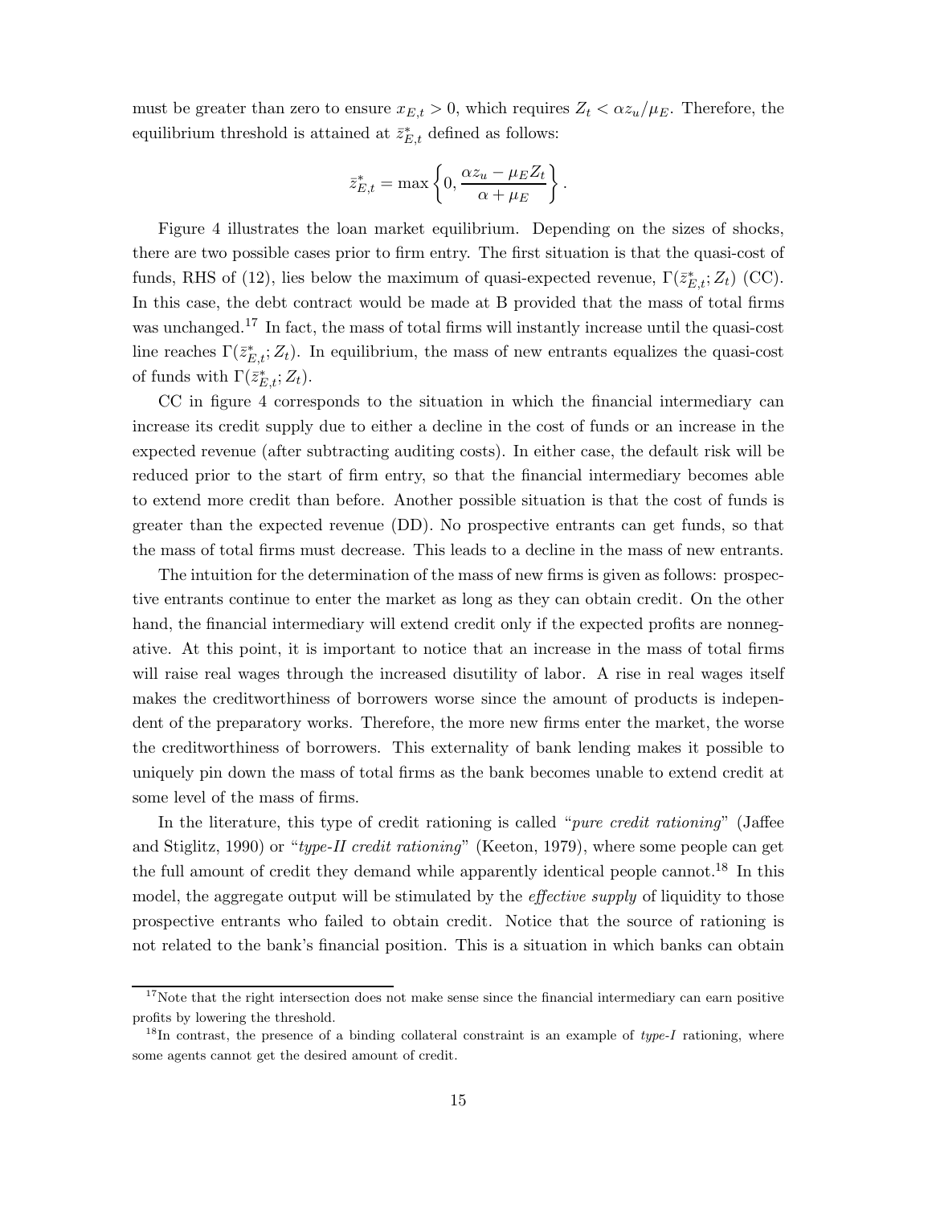must be greater than zero to ensure $x_{E,t} > 0$, which requires $Z_t < \alpha z_u / \mu_E$. Therefore, the equilibrium threshold is attained at $\bar{z}^*_{E,t}$ defined as follows:

$$\bar{z}^*_{E,t} = \max\left\{0, \frac{\alpha z_u - \mu_E Z_t}{\alpha + \mu_E}\right\}.$$

Figure 4 illustrates the loan market equilibrium. Depending on the sizes of shocks, there are two possible cases prior to firm entry. The first situation is that the quasi-cost of funds, RHS of (12), lies below the maximum of quasi-expected revenue, $\Gamma(\bar{z}^*_{E,t}; Z_t)$ (CC). In this case, the debt contract would be made at B provided that the mass of total firms was unchanged.[17] In fact, the mass of total firms will instantly increase until the quasi-cost line reaches $\Gamma(\bar{z}^*_{E,t}; Z_t)$. In equilibrium, the mass of new entrants equalizes the quasi-cost of funds with $\Gamma(\bar{z}^*_{E,t}; Z_t)$.

CC in figure 4 corresponds to the situation in which the financial intermediary can increase its credit supply due to either a decline in the cost of funds or an increase in the expected revenue (after subtracting auditing costs). In either case, the default risk will be reduced prior to the start of firm entry, so that the financial intermediary becomes able to extend more credit than before. Another possible situation is that the cost of funds is greater than the expected revenue (DD). No prospective entrants can get funds, so that the mass of total firms must decrease. This leads to a decline in the mass of new entrants.

The intuition for the determination of the mass of new firms is given as follows: prospective entrants continue to enter the market as long as they can obtain credit. On the other hand, the financial intermediary will extend credit only if the expected profits are nonnegative. At this point, it is important to notice that an increase in the mass of total firms will raise real wages through the increased disutility of labor. A rise in real wages itself makes the creditworthiness of borrowers worse since the amount of products is independent of the preparatory works. Therefore, the more new firms enter the market, the worse the creditworthiness of borrowers. This externality of bank lending makes it possible to uniquely pin down the mass of total firms as the bank becomes unable to extend credit at some level of the mass of firms.

In the literature, this type of credit rationing is called "*pure credit rationing*" (Jaffee and Stiglitz, 1990) or "*type-II credit rationing*" (Keeton, 1979), where some people can get the full amount of credit they demand while apparently identical people cannot.[18] In this model, the aggregate output will be stimulated by the *effective supply* of liquidity to those prospective entrants who failed to obtain credit. Notice that the source of rationing is not related to the bank's financial position. This is a situation in which banks can obtain

[17] Note that the right intersection does not make sense since the financial intermediary can earn positive profits by lowering the threshold.

[18] In contrast, the presence of a binding collateral constraint is an example of *type-I* rationing, where some agents cannot get the desired amount of credit.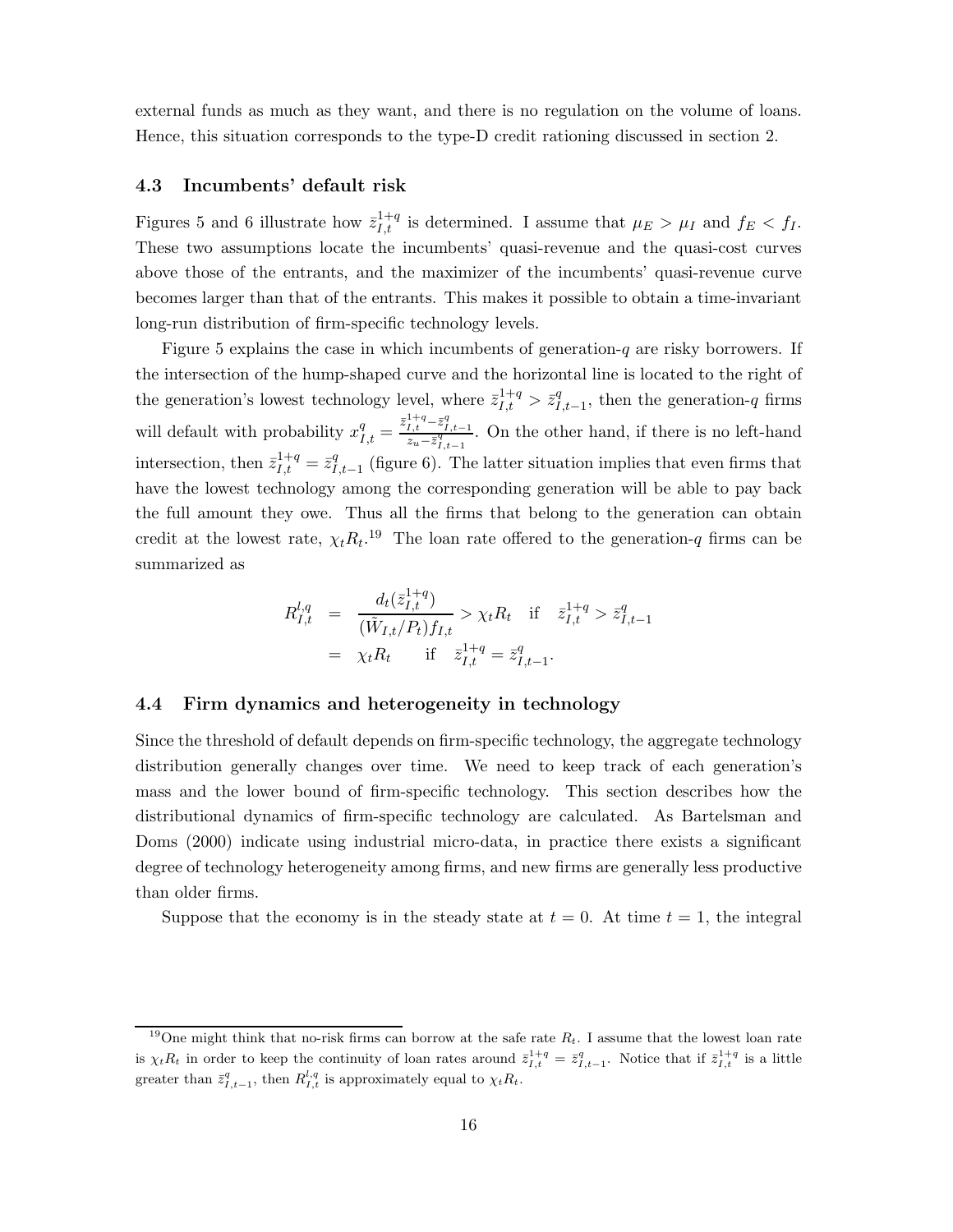external funds as much as they want, and there is no regulation on the volume of loans. Hence, this situation corresponds to the type-D credit rationing discussed in section 2.

### 4.3 Incumbents' default risk

Figures 5 and 6 illustrate how $\bar{z}_{I,t}^{1+q}$ is determined. I assume that $\mu_E > \mu_I$ and $f_E < f_I$. These two assumptions locate the incumbents' quasi-revenue and the quasi-cost curves above those of the entrants, and the maximizer of the incumbents' quasi-revenue curve becomes larger than that of the entrants. This makes it possible to obtain a time-invariant long-run distribution of firm-specific technology levels.

Figure 5 explains the case in which incumbents of generation-$q$ are risky borrowers. If the intersection of the hump-shaped curve and the horizontal line is located to the right of the generation's lowest technology level, where $\bar{z}_{I,t}^{1+q} > \bar{z}_{I,t-1}^{q}$, then the generation-$q$ firms will default with probability $x_{I,t}^{q} = \frac{\bar{z}_{I,t}^{1+q} - \bar{z}_{I,t-1}^{q}}{z_u - \bar{z}_{I,t-1}^{q}}$. On the other hand, if there is no left-hand intersection, then $\bar{z}_{I,t}^{1+q} = \bar{z}_{I,t-1}^{q}$ (figure 6). The latter situation implies that even firms that have the lowest technology among the corresponding generation will be able to pay back the full amount they owe. Thus all the firms that belong to the generation can obtain credit at the lowest rate, $\chi_t R_t$.[19] The loan rate offered to the generation-$q$ firms can be summarized as

$$
\begin{aligned}
R_{I,t}^{l,q} &= \frac{d_t(\bar{z}_{I,t}^{1+q})}{(\tilde{W}_{I,t}/P_t)f_{I,t}} > \chi_t R_t \quad \text{if} \quad \bar{z}_{I,t}^{1+q} > \bar{z}_{I,t-1}^{q} \\
&= \chi_t R_t \qquad \text{if} \quad \bar{z}_{I,t}^{1+q} = \bar{z}_{I,t-1}^{q}.
\end{aligned}
$$

### 4.4 Firm dynamics and heterogeneity in technology

Since the threshold of default depends on firm-specific technology, the aggregate technology distribution generally changes over time. We need to keep track of each generation's mass and the lower bound of firm-specific technology. This section describes how the distributional dynamics of firm-specific technology are calculated. As Bartelsman and Doms (2000) indicate using industrial micro-data, in practice there exists a significant degree of technology heterogeneity among firms, and new firms are generally less productive than older firms.

Suppose that the economy is in the steady state at $t = 0$. At time $t = 1$, the integral

[19] One might think that no-risk firms can borrow at the safe rate $R_t$. I assume that the lowest loan rate is $\chi_t R_t$ in order to keep the continuity of loan rates around $\bar{z}_{I,t}^{1+q} = \bar{z}_{I,t-1}^{q}$. Notice that if $\bar{z}_{I,t}^{1+q}$ is a little greater than $\bar{z}_{I,t-1}^{q}$, then $R_{I,t}^{l,q}$ is approximately equal to $\chi_t R_t$.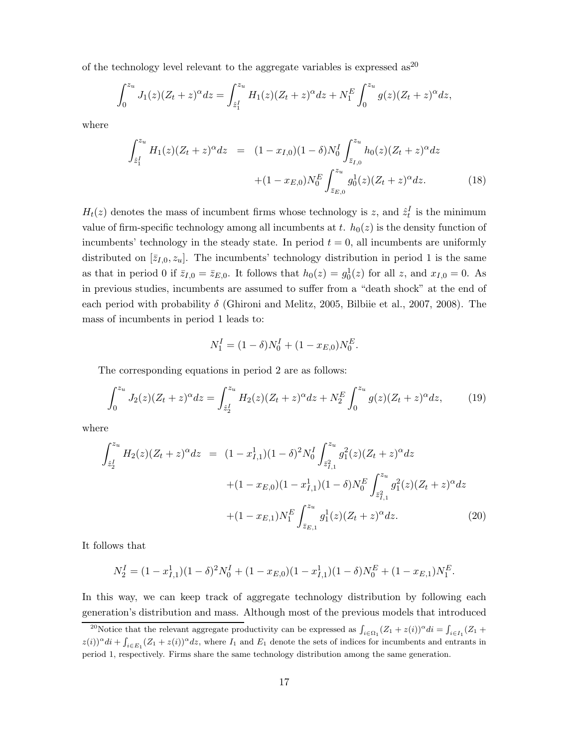of the technology level relevant to the aggregate variables is expressed as[20]

$$\int_0^{z_u} J_1(z)(Z_t+z)^\alpha dz = \int_{\hat{z}_1^I}^{z_u} H_1(z)(Z_t+z)^\alpha dz + N_1^E \int_0^{z_u} g(z)(Z_t+z)^\alpha dz,$$

where

$$\begin{aligned}\int_{\hat{z}_1^I}^{z_u} H_1(z)(Z_t+z)^\alpha dz &= (1-x_{I,0})(1-\delta)N_0^I \int_{\bar{z}_{I,0}}^{z_u} h_0(z)(Z_t+z)^\alpha dz \\ &\quad +(1-x_{E,0})N_0^E \int_{\bar{z}_{E,0}}^{z_u} g_0^1(z)(Z_t+z)^\alpha dz. \end{aligned} \tag{18}$$

$H_t(z)$ denotes the mass of incumbent firms whose technology is $z$, and $\hat{z}_t^I$ is the minimum value of firm-specific technology among all incumbents at $t$. $h_0(z)$ is the density function of incumbents' technology in the steady state. In period $t=0$, all incumbents are uniformly distributed on $[\bar{z}_{I,0}, z_u]$. The incumbents' technology distribution in period 1 is the same as that in period 0 if $\bar{z}_{I,0} = \bar{z}_{E,0}$. It follows that $h_0(z) = g_0^1(z)$ for all $z$, and $x_{I,0} = 0$. As in previous studies, incumbents are assumed to suffer from a "death shock" at the end of each period with probability $\delta$ (Ghironi and Melitz, 2005, Bilbiie et al., 2007, 2008). The mass of incumbents in period 1 leads to:

$$N_1^I = (1-\delta)N_0^I + (1-x_{E,0})N_0^E.$$

The corresponding equations in period 2 are as follows:

$$\int_0^{z_u} J_2(z)(Z_t+z)^\alpha dz = \int_{\hat{z}_2^I}^{z_u} H_2(z)(Z_t+z)^\alpha dz + N_2^E \int_0^{z_u} g(z)(Z_t+z)^\alpha dz, \tag{19}$$

where

$$\begin{aligned}\int_{\hat{z}_2^I}^{z_u} H_2(z)(Z_t+z)^\alpha dz &= (1-x_{I,1}^1)(1-\delta)^2 N_0^I \int_{\bar{z}_{I,1}^2}^{z_u} g_1^2(z)(Z_t+z)^\alpha dz \\ &\quad +(1-x_{E,0})(1-x_{I,1}^1)(1-\delta)N_0^E \int_{\bar{z}_{I,1}^2}^{z_u} g_1^2(z)(Z_t+z)^\alpha dz \\ &\quad +(1-x_{E,1})N_1^E \int_{\bar{z}_{E,1}}^{z_u} g_1^1(z)(Z_t+z)^\alpha dz. \end{aligned} \tag{20}$$

It follows that

$$N_2^I = (1-x_{I,1}^1)(1-\delta)^2 N_0^I + (1-x_{E,0})(1-x_{I,1}^1)(1-\delta)N_0^E + (1-x_{E,1})N_1^E.$$

In this way, we can keep track of aggregate technology distribution by following each generation's distribution and mass. Although most of the previous models that introduced

[20] Notice that the relevant aggregate productivity can be expressed as $\int_{i\in\Omega_1}(Z_1+z(i))^\alpha di = \int_{i\in I_1}(Z_1+z(i))^\alpha di + \int_{i\in E_1}(Z_1+z(i))^\alpha dz$, where $I_1$ and $E_1$ denote the sets of indices for incumbents and entrants in period 1, respectively. Firms share the same technology distribution among the same generation.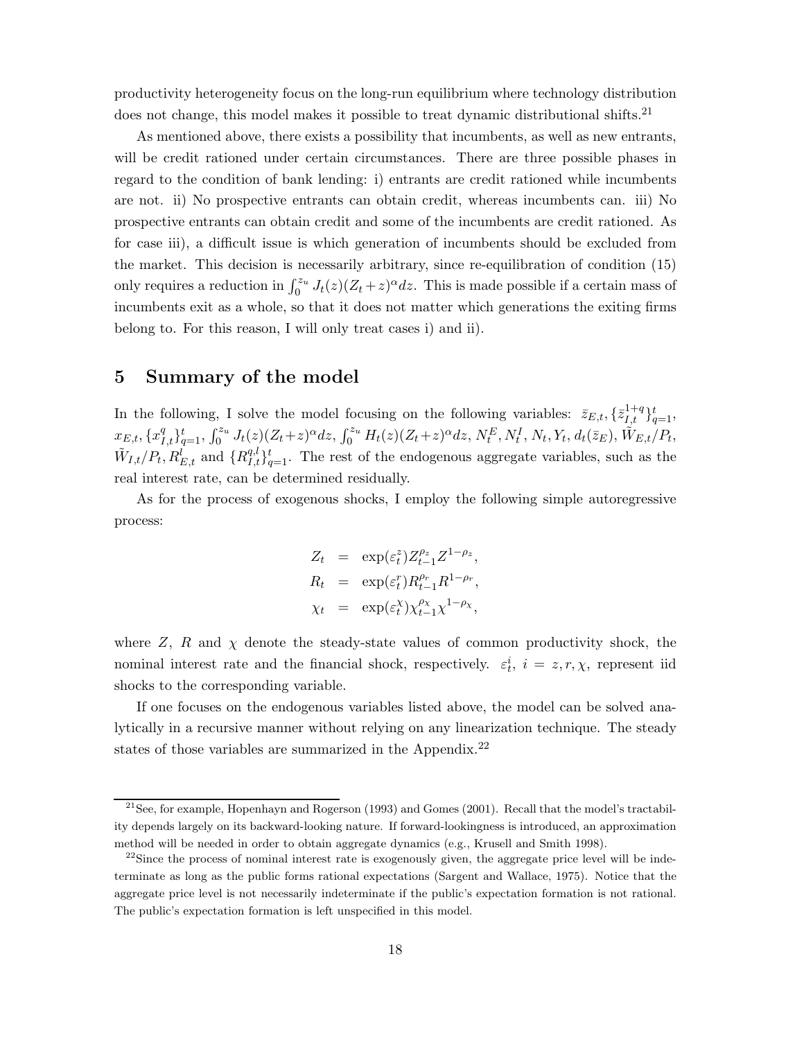productivity heterogeneity focus on the long-run equilibrium where technology distribution does not change, this model makes it possible to treat dynamic distributional shifts.[21]

As mentioned above, there exists a possibility that incumbents, as well as new entrants, will be credit rationed under certain circumstances. There are three possible phases in regard to the condition of bank lending: i) entrants are credit rationed while incumbents are not. ii) No prospective entrants can obtain credit, whereas incumbents can. iii) No prospective entrants can obtain credit and some of the incumbents are credit rationed. As for case iii), a difficult issue is which generation of incumbents should be excluded from the market. This decision is necessarily arbitrary, since re-equilibration of condition (15) only requires a reduction in $\int_0^{z_u} J_t(z)(Z_t+z)^\alpha dz$. This is made possible if a certain mass of incumbents exit as a whole, so that it does not matter which generations the exiting firms belong to. For this reason, I will only treat cases i) and ii).

## 5 Summary of the model

In the following, I solve the model focusing on the following variables: $\bar{z}_{E,t}$, $\{\bar{z}_{I,t}^{1+q}\}_{q=1}^{t}$, $x_{E,t}$, $\{x_{I,t}^{q}\}_{q=1}^{t}$, $\int_0^{z_u} J_t(z)(Z_t+z)^\alpha dz$, $\int_0^{z_u} H_t(z)(Z_t+z)^\alpha dz$, $N_t^E$, $N_t^I$, $N_t$, $Y_t$, $d_t(\bar{z}_E)$, $\tilde{W}_{E,t}/P_t$, $\tilde{W}_{I,t}/P_t$, $R_{E,t}^{l}$ and $\{R_{I,t}^{q,l}\}_{q=1}^{t}$. The rest of the endogenous aggregate variables, such as the real interest rate, can be determined residually.

As for the process of exogenous shocks, I employ the following simple autoregressive process:

$$
\begin{aligned}
Z_t &= \exp(\varepsilon_t^z) Z_{t-1}^{\rho_z} Z^{1-\rho_z}, \\
R_t &= \exp(\varepsilon_t^r) R_{t-1}^{\rho_r} R^{1-\rho_r}, \\
\chi_t &= \exp(\varepsilon_t^\chi) \chi_{t-1}^{\rho_\chi} \chi^{1-\rho_\chi},
\end{aligned}
$$

where $Z$, $R$ and $\chi$ denote the steady-state values of common productivity shock, the nominal interest rate and the financial shock, respectively. $\varepsilon_t^i$, $i = z, r, \chi$, represent iid shocks to the corresponding variable.

If one focuses on the endogenous variables listed above, the model can be solved analytically in a recursive manner without relying on any linearization technique. The steady states of those variables are summarized in the Appendix.[22]

---

[21] See, for example, Hopenhayn and Rogerson (1993) and Gomes (2001). Recall that the model's tractability depends largely on its backward-looking nature. If forward-lookingness is introduced, an approximation method will be needed in order to obtain aggregate dynamics (e.g., Krusell and Smith 1998).

[22] Since the process of nominal interest rate is exogenously given, the aggregate price level will be indeterminate as long as the public forms rational expectations (Sargent and Wallace, 1975). Notice that the aggregate price level is not necessarily indeterminate if the public's expectation formation is not rational. The public's expectation formation is left unspecified in this model.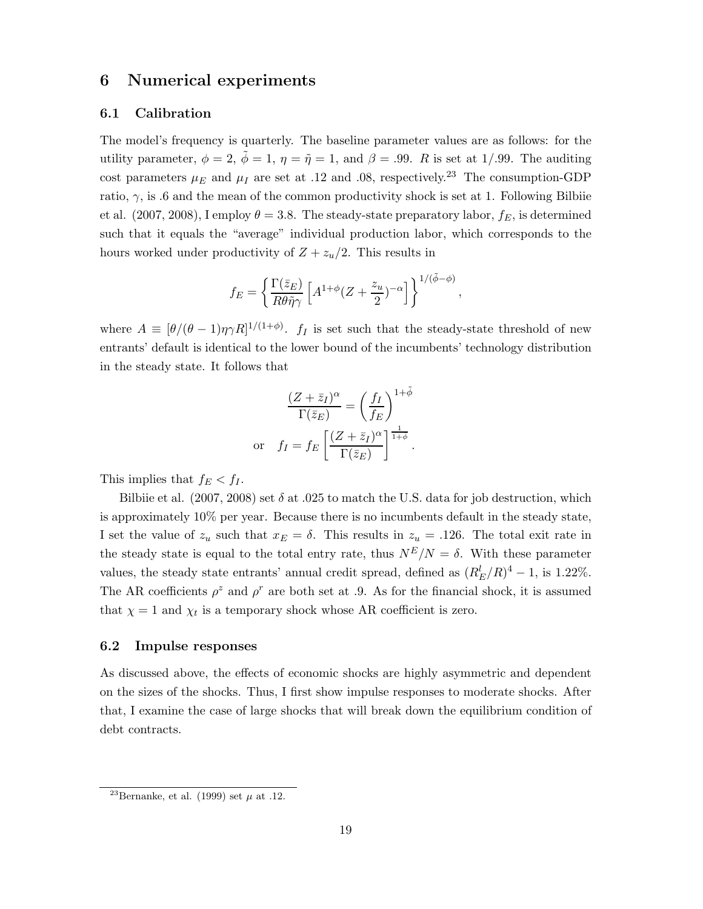## 6 Numerical experiments

### 6.1 Calibration

The model's frequency is quarterly. The baseline parameter values are as follows: for the utility parameter, $\phi = 2$, $\tilde{\phi} = 1$, $\eta = \tilde{\eta} = 1$, and $\beta = .99$. $R$ is set at $1/.99$. The auditing cost parameters $\mu_E$ and $\mu_I$ are set at .12 and .08, respectively.[23] The consumption-GDP ratio, $\gamma$, is .6 and the mean of the common productivity shock is set at 1. Following Bilbiie et al. (2007, 2008), I employ $\theta = 3.8$. The steady-state preparatory labor, $f_E$, is determined such that it equals the "average" individual production labor, which corresponds to the hours worked under productivity of $Z + z_u/2$. This results in

$$f_E = \left\{ \frac{\Gamma(\bar{z}_E)}{R\theta\tilde{\eta}\gamma} \left[ A^{1+\phi}(Z + \frac{z_u}{2})^{-\alpha} \right] \right\}^{1/(\tilde{\phi}-\phi)},$$

where $A \equiv [\theta/(\theta-1)\eta\gamma R]^{1/(1+\phi)}$. $f_I$ is set such that the steady-state threshold of new entrants' default is identical to the lower bound of the incumbents' technology distribution in the steady state. It follows that

$$\frac{(Z + \bar{z}_I)^\alpha}{\Gamma(\bar{z}_E)} = \left( \frac{f_I}{f_E} \right)^{1+\tilde{\phi}}$$

$$\text{or} \quad f_I = f_E \left[ \frac{(Z + \bar{z}_I)^\alpha}{\Gamma(\bar{z}_E)} \right]^{\frac{1}{1+\tilde{\phi}}}.$$

This implies that $f_E < f_I$.

Bilbiie et al. (2007, 2008) set $\delta$ at .025 to match the U.S. data for job destruction, which is approximately 10% per year. Because there is no incumbents default in the steady state, I set the value of $z_u$ such that $x_E = \delta$. This results in $z_u = .126$. The total exit rate in the steady state is equal to the total entry rate, thus $N^E/N = \delta$. With these parameter values, the steady state entrants' annual credit spread, defined as $(R_E^l/R)^4 - 1$, is 1.22%. The AR coefficients $\rho^z$ and $\rho^r$ are both set at .9. As for the financial shock, it is assumed that $\chi = 1$ and $\chi_t$ is a temporary shock whose AR coefficient is zero.

### 6.2 Impulse responses

As discussed above, the effects of economic shocks are highly asymmetric and dependent on the sizes of the shocks. Thus, I first show impulse responses to moderate shocks. After that, I examine the case of large shocks that will break down the equilibrium condition of debt contracts.

[23] Bernanke, et al. (1999) set $\mu$ at .12.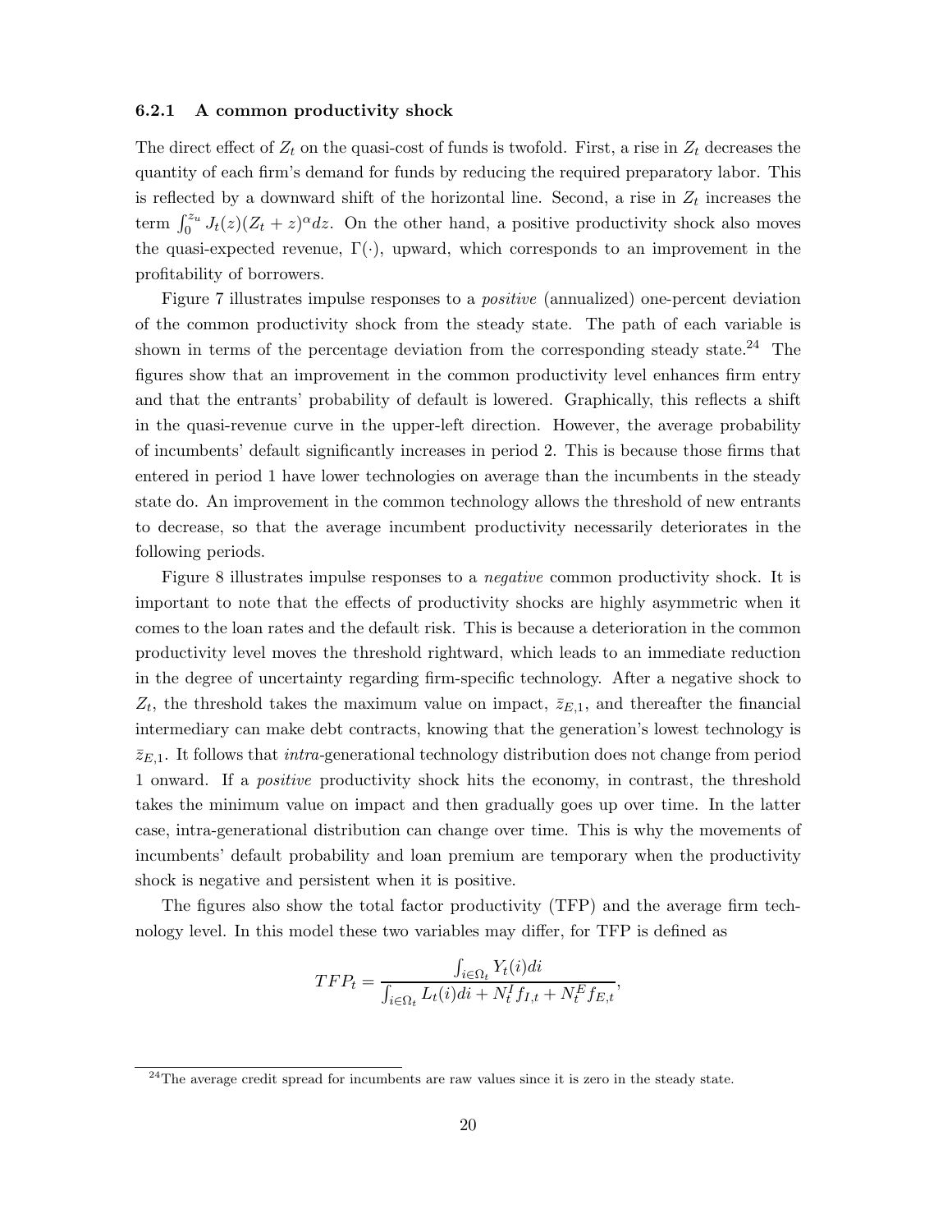### 6.2.1 A common productivity shock

The direct effect of $Z_t$ on the quasi-cost of funds is twofold. First, a rise in $Z_t$ decreases the quantity of each firm's demand for funds by reducing the required preparatory labor. This is reflected by a downward shift of the horizontal line. Second, a rise in $Z_t$ increases the term $\int_0^{z_u} J_t(z)(Z_t + z)^{\alpha} dz$. On the other hand, a positive productivity shock also moves the quasi-expected revenue, $\Gamma(\cdot)$, upward, which corresponds to an improvement in the profitability of borrowers.

Figure 7 illustrates impulse responses to a *positive* (annualized) one-percent deviation of the common productivity shock from the steady state. The path of each variable is shown in terms of the percentage deviation from the corresponding steady state.[24] The figures show that an improvement in the common productivity level enhances firm entry and that the entrants' probability of default is lowered. Graphically, this reflects a shift in the quasi-revenue curve in the upper-left direction. However, the average probability of incumbents' default significantly increases in period 2. This is because those firms that entered in period 1 have lower technologies on average than the incumbents in the steady state do. An improvement in the common technology allows the threshold of new entrants to decrease, so that the average incumbent productivity necessarily deteriorates in the following periods.

Figure 8 illustrates impulse responses to a *negative* common productivity shock. It is important to note that the effects of productivity shocks are highly asymmetric when it comes to the loan rates and the default risk. This is because a deterioration in the common productivity level moves the threshold rightward, which leads to an immediate reduction in the degree of uncertainty regarding firm-specific technology. After a negative shock to $Z_t$, the threshold takes the maximum value on impact, $\bar{z}_{E,1}$, and thereafter the financial intermediary can make debt contracts, knowing that the generation's lowest technology is $\bar{z}_{E,1}$. It follows that *intra*-generational technology distribution does not change from period 1 onward. If a *positive* productivity shock hits the economy, in contrast, the threshold takes the minimum value on impact and then gradually goes up over time. In the latter case, intra-generational distribution can change over time. This is why the movements of incumbents' default probability and loan premium are temporary when the productivity shock is negative and persistent when it is positive.

The figures also show the total factor productivity (TFP) and the average firm technology level. In this model these two variables may differ, for TFP is defined as

$$TFP_t = \frac{\int_{i \in \Omega_t} Y_t(i) di}{\int_{i \in \Omega_t} L_t(i) di + N_t^I f_{I,t} + N_t^E f_{E,t}},$$

[24] The average credit spread for incumbents are raw values since it is zero in the steady state.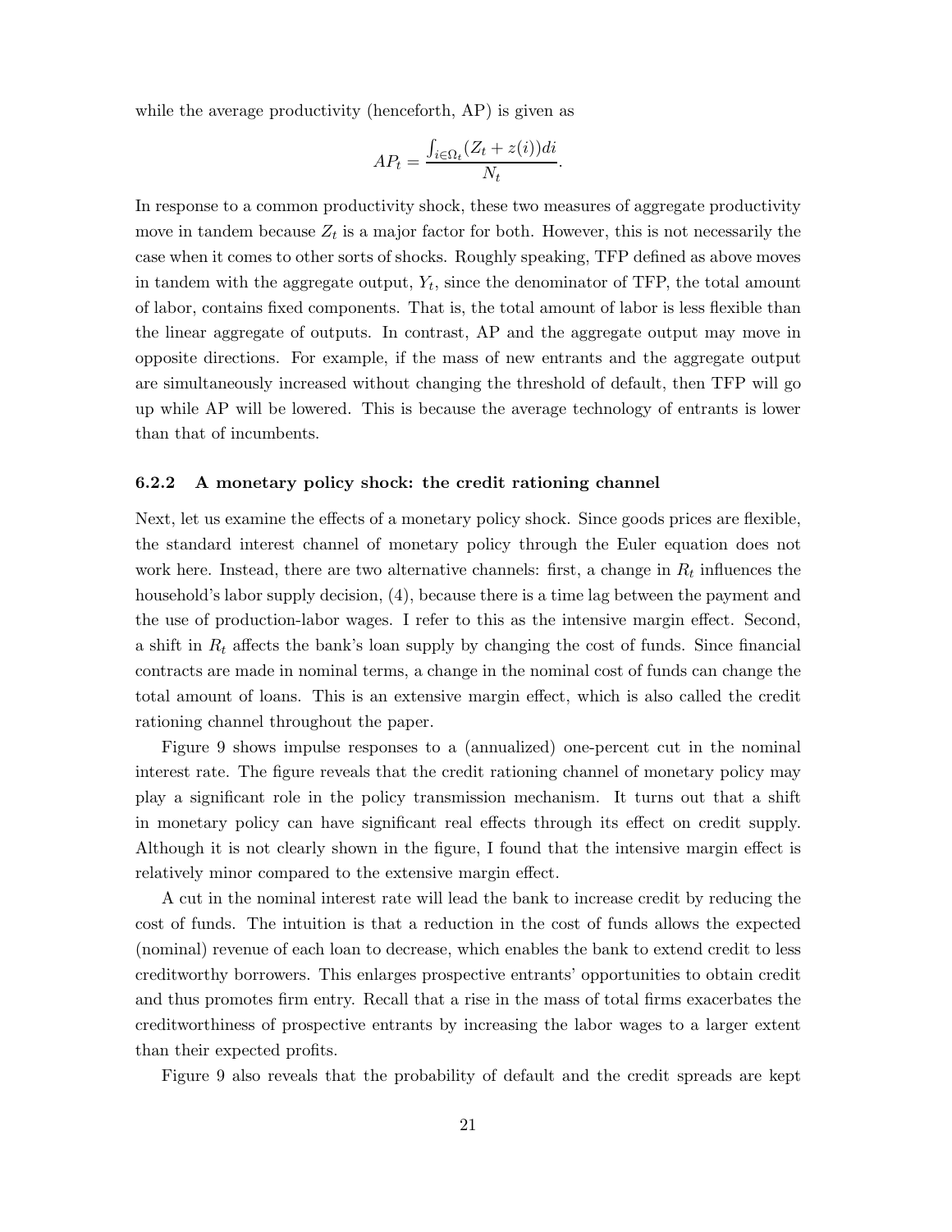while the average productivity (henceforth, AP) is given as

$$AP_t = \frac{\int_{i \in \Omega_t} (Z_t + z(i)) di}{N_t}.$$

In response to a common productivity shock, these two measures of aggregate productivity move in tandem because $Z_t$ is a major factor for both. However, this is not necessarily the case when it comes to other sorts of shocks. Roughly speaking, TFP defined as above moves in tandem with the aggregate output, $Y_t$, since the denominator of TFP, the total amount of labor, contains fixed components. That is, the total amount of labor is less flexible than the linear aggregate of outputs. In contrast, AP and the aggregate output may move in opposite directions. For example, if the mass of new entrants and the aggregate output are simultaneously increased without changing the threshold of default, then TFP will go up while AP will be lowered. This is because the average technology of entrants is lower than that of incumbents.

### 6.2.2 A monetary policy shock: the credit rationing channel

Next, let us examine the effects of a monetary policy shock. Since goods prices are flexible, the standard interest channel of monetary policy through the Euler equation does not work here. Instead, there are two alternative channels: first, a change in $R_t$ influences the household's labor supply decision, (4), because there is a time lag between the payment and the use of production-labor wages. I refer to this as the intensive margin effect. Second, a shift in $R_t$ affects the bank's loan supply by changing the cost of funds. Since financial contracts are made in nominal terms, a change in the nominal cost of funds can change the total amount of loans. This is an extensive margin effect, which is also called the credit rationing channel throughout the paper.

Figure 9 shows impulse responses to a (annualized) one-percent cut in the nominal interest rate. The figure reveals that the credit rationing channel of monetary policy may play a significant role in the policy transmission mechanism. It turns out that a shift in monetary policy can have significant real effects through its effect on credit supply. Although it is not clearly shown in the figure, I found that the intensive margin effect is relatively minor compared to the extensive margin effect.

A cut in the nominal interest rate will lead the bank to increase credit by reducing the cost of funds. The intuition is that a reduction in the cost of funds allows the expected (nominal) revenue of each loan to decrease, which enables the bank to extend credit to less creditworthy borrowers. This enlarges prospective entrants' opportunities to obtain credit and thus promotes firm entry. Recall that a rise in the mass of total firms exacerbates the creditworthiness of prospective entrants by increasing the labor wages to a larger extent than their expected profits.

Figure 9 also reveals that the probability of default and the credit spreads are kept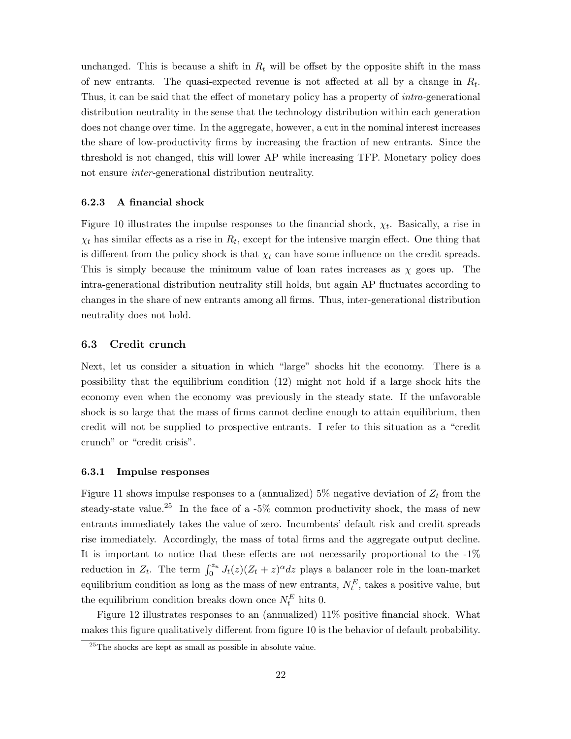unchanged. This is because a shift in $R_t$ will be offset by the opposite shift in the mass of new entrants. The quasi-expected revenue is not affected at all by a change in $R_t$. Thus, it can be said that the effect of monetary policy has a property of *intra*-generational distribution neutrality in the sense that the technology distribution within each generation does not change over time. In the aggregate, however, a cut in the nominal interest increases the share of low-productivity firms by increasing the fraction of new entrants. Since the threshold is not changed, this will lower AP while increasing TFP. Monetary policy does not ensure *inter*-generational distribution neutrality.

#### 6.2.3 A financial shock

Figure 10 illustrates the impulse responses to the financial shock, $\chi_t$. Basically, a rise in $\chi_t$ has similar effects as a rise in $R_t$, except for the intensive margin effect. One thing that is different from the policy shock is that $\chi_t$ can have some influence on the credit spreads. This is simply because the minimum value of loan rates increases as $\chi$ goes up. The intra-generational distribution neutrality still holds, but again AP fluctuates according to changes in the share of new entrants among all firms. Thus, inter-generational distribution neutrality does not hold.

### 6.3 Credit crunch

Next, let us consider a situation in which "large" shocks hit the economy. There is a possibility that the equilibrium condition (12) might not hold if a large shock hits the economy even when the economy was previously in the steady state. If the unfavorable shock is so large that the mass of firms cannot decline enough to attain equilibrium, then credit will not be supplied to prospective entrants. I refer to this situation as a "credit crunch" or "credit crisis".

#### 6.3.1 Impulse responses

Figure 11 shows impulse responses to a (annualized) 5% negative deviation of $Z_t$ from the steady-state value.[25] In the face of a -5% common productivity shock, the mass of new entrants immediately takes the value of zero. Incumbents' default risk and credit spreads rise immediately. Accordingly, the mass of total firms and the aggregate output decline. It is important to notice that these effects are not necessarily proportional to the -1% reduction in $Z_t$. The term $\int_0^{z_u} J_t(z)(Z_t+z)^\alpha dz$ plays a balancer role in the loan-market equilibrium condition as long as the mass of new entrants, $N_t^E$, takes a positive value, but the equilibrium condition breaks down once $N_t^E$ hits 0.

Figure 12 illustrates responses to an (annualized) 11% positive financial shock. What makes this figure qualitatively different from figure 10 is the behavior of default probability.

[25] The shocks are kept as small as possible in absolute value.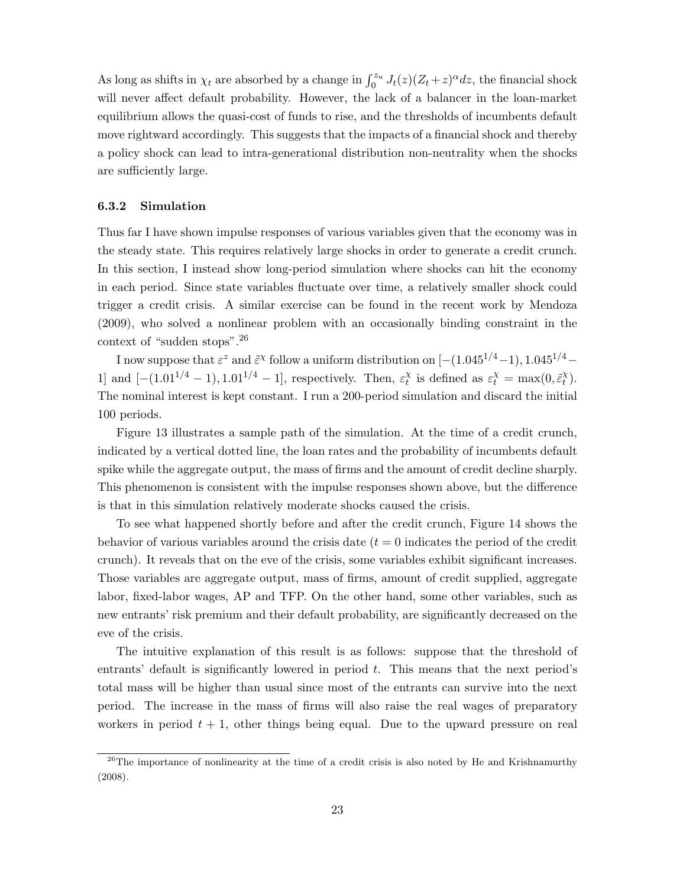As long as shifts in $\chi_t$ are absorbed by a change in $\int_0^{z_u} J_t(z)(Z_t+z)^{\alpha}dz$, the financial shock will never affect default probability. However, the lack of a balancer in the loan-market equilibrium allows the quasi-cost of funds to rise, and the thresholds of incumbents default move rightward accordingly. This suggests that the impacts of a financial shock and thereby a policy shock can lead to intra-generational distribution non-neutrality when the shocks are sufficiently large.

### 6.3.2 Simulation

Thus far I have shown impulse responses of various variables given that the economy was in the steady state. This requires relatively large shocks in order to generate a credit crunch. In this section, I instead show long-period simulation where shocks can hit the economy in each period. Since state variables fluctuate over time, a relatively smaller shock could trigger a credit crisis. A similar exercise can be found in the recent work by Mendoza (2009), who solved a nonlinear problem with an occasionally binding constraint in the context of "sudden stops".[26]

I now suppose that $\varepsilon^z$ and $\tilde{\varepsilon}^{\chi}$ follow a uniform distribution on $[-(1.045^{1/4}-1), 1.045^{1/4}-1]$ and $[-(1.01^{1/4}-1), 1.01^{1/4}-1]$, respectively. Then, $\varepsilon^{\chi}_t$ is defined as $\varepsilon^{\chi}_t = \max(0, \tilde{\varepsilon}^{\chi}_t)$. The nominal interest is kept constant. I run a 200-period simulation and discard the initial 100 periods.

Figure 13 illustrates a sample path of the simulation. At the time of a credit crunch, indicated by a vertical dotted line, the loan rates and the probability of incumbents default spike while the aggregate output, the mass of firms and the amount of credit decline sharply. This phenomenon is consistent with the impulse responses shown above, but the difference is that in this simulation relatively moderate shocks caused the crisis.

To see what happened shortly before and after the credit crunch, Figure 14 shows the behavior of various variables around the crisis date ($t = 0$ indicates the period of the credit crunch). It reveals that on the eve of the crisis, some variables exhibit significant increases. Those variables are aggregate output, mass of firms, amount of credit supplied, aggregate labor, fixed-labor wages, AP and TFP. On the other hand, some other variables, such as new entrants' risk premium and their default probability, are significantly decreased on the eve of the crisis.

The intuitive explanation of this result is as follows: suppose that the threshold of entrants' default is significantly lowered in period $t$. This means that the next period's total mass will be higher than usual since most of the entrants can survive into the next period. The increase in the mass of firms will also raise the real wages of preparatory workers in period $t+1$, other things being equal. Due to the upward pressure on real

[26] The importance of nonlinearity at the time of a credit crisis is also noted by He and Krishnamurthy (2008).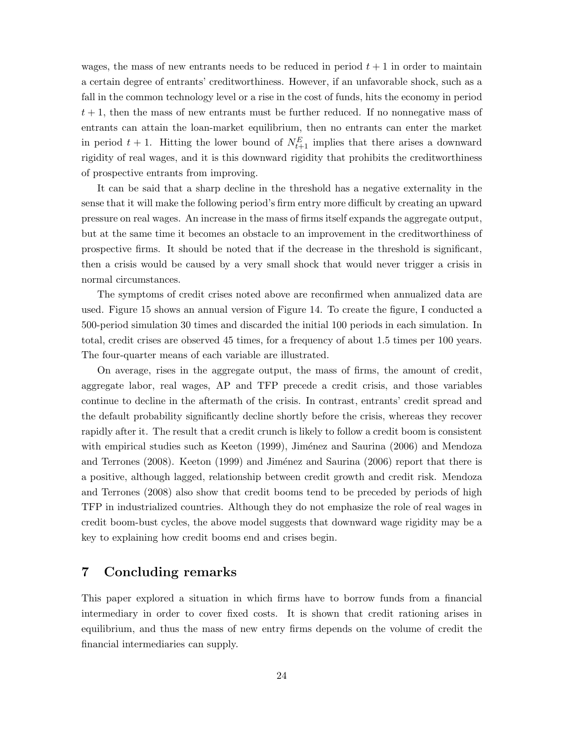wages, the mass of new entrants needs to be reduced in period $t+1$ in order to maintain a certain degree of entrants' creditworthiness. However, if an unfavorable shock, such as a fall in the common technology level or a rise in the cost of funds, hits the economy in period $t+1$, then the mass of new entrants must be further reduced. If no nonnegative mass of entrants can attain the loan-market equilibrium, then no entrants can enter the market in period $t+1$. Hitting the lower bound of $N_{t+1}^E$ implies that there arises a downward rigidity of real wages, and it is this downward rigidity that prohibits the creditworthiness of prospective entrants from improving.

It can be said that a sharp decline in the threshold has a negative externality in the sense that it will make the following period's firm entry more difficult by creating an upward pressure on real wages. An increase in the mass of firms itself expands the aggregate output, but at the same time it becomes an obstacle to an improvement in the creditworthiness of prospective firms. It should be noted that if the decrease in the threshold is significant, then a crisis would be caused by a very small shock that would never trigger a crisis in normal circumstances.

The symptoms of credit crises noted above are reconfirmed when annualized data are used. Figure 15 shows an annual version of Figure 14. To create the figure, I conducted a 500-period simulation 30 times and discarded the initial 100 periods in each simulation. In total, credit crises are observed 45 times, for a frequency of about 1.5 times per 100 years. The four-quarter means of each variable are illustrated.

On average, rises in the aggregate output, the mass of firms, the amount of credit, aggregate labor, real wages, AP and TFP precede a credit crisis, and those variables continue to decline in the aftermath of the crisis. In contrast, entrants' credit spread and the default probability significantly decline shortly before the crisis, whereas they recover rapidly after it. The result that a credit crunch is likely to follow a credit boom is consistent with empirical studies such as Keeton (1999), Jiménez and Saurina (2006) and Mendoza and Terrones (2008). Keeton (1999) and Jiménez and Saurina (2006) report that there is a positive, although lagged, relationship between credit growth and credit risk. Mendoza and Terrones (2008) also show that credit booms tend to be preceded by periods of high TFP in industrialized countries. Although they do not emphasize the role of real wages in credit boom-bust cycles, the above model suggests that downward wage rigidity may be a key to explaining how credit booms end and crises begin.

## 7 Concluding remarks

This paper explored a situation in which firms have to borrow funds from a financial intermediary in order to cover fixed costs. It is shown that credit rationing arises in equilibrium, and thus the mass of new entry firms depends on the volume of credit the financial intermediaries can supply.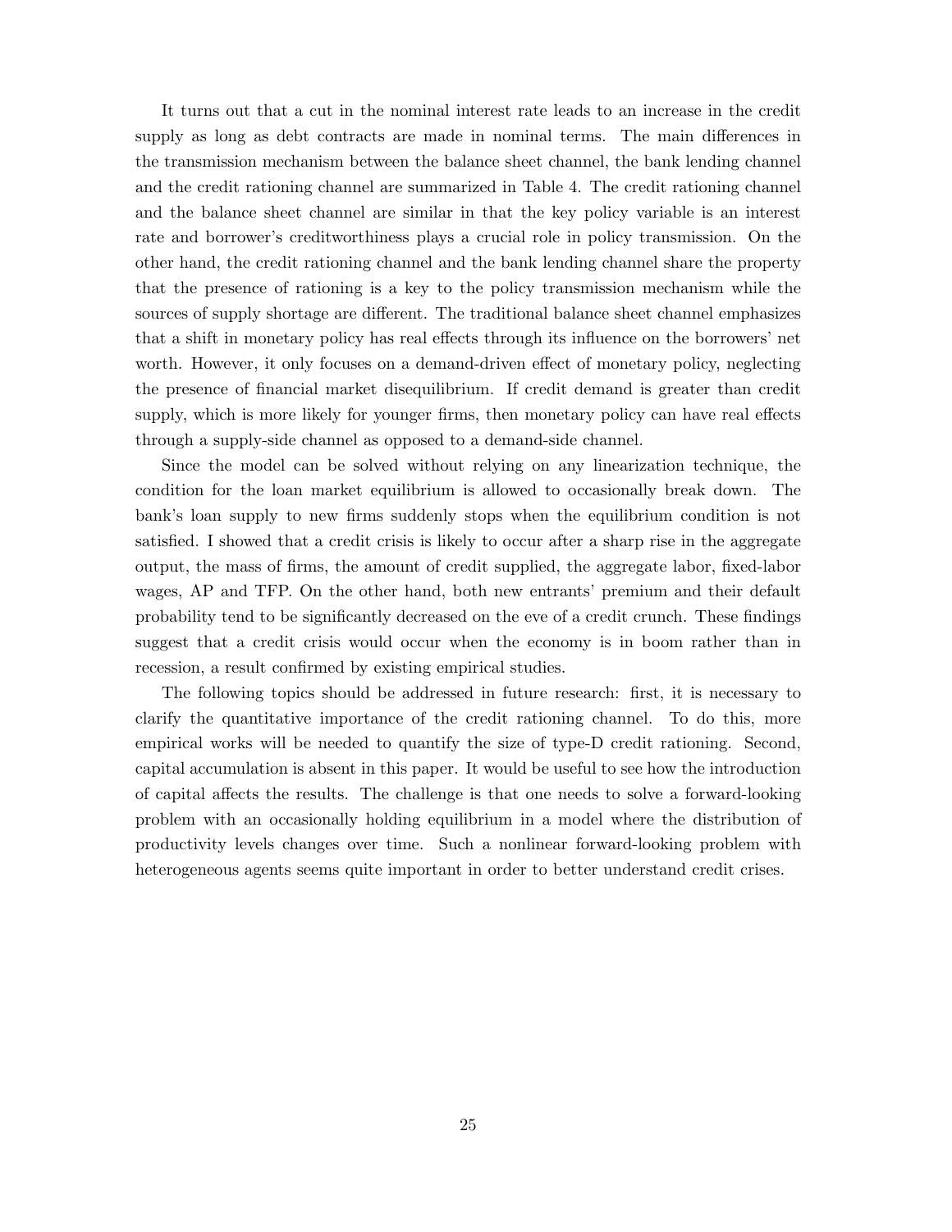It turns out that a cut in the nominal interest rate leads to an increase in the credit supply as long as debt contracts are made in nominal terms. The main differences in the transmission mechanism between the balance sheet channel, the bank lending channel and the credit rationing channel are summarized in Table 4. The credit rationing channel and the balance sheet channel are similar in that the key policy variable is an interest rate and borrower's creditworthiness plays a crucial role in policy transmission. On the other hand, the credit rationing channel and the bank lending channel share the property that the presence of rationing is a key to the policy transmission mechanism while the sources of supply shortage are different. The traditional balance sheet channel emphasizes that a shift in monetary policy has real effects through its influence on the borrowers' net worth. However, it only focuses on a demand-driven effect of monetary policy, neglecting the presence of financial market disequilibrium. If credit demand is greater than credit supply, which is more likely for younger firms, then monetary policy can have real effects through a supply-side channel as opposed to a demand-side channel.

Since the model can be solved without relying on any linearization technique, the condition for the loan market equilibrium is allowed to occasionally break down. The bank's loan supply to new firms suddenly stops when the equilibrium condition is not satisfied. I showed that a credit crisis is likely to occur after a sharp rise in the aggregate output, the mass of firms, the amount of credit supplied, the aggregate labor, fixed-labor wages, AP and TFP. On the other hand, both new entrants' premium and their default probability tend to be significantly decreased on the eve of a credit crunch. These findings suggest that a credit crisis would occur when the economy is in boom rather than in recession, a result confirmed by existing empirical studies.

The following topics should be addressed in future research: first, it is necessary to clarify the quantitative importance of the credit rationing channel. To do this, more empirical works will be needed to quantify the size of type-D credit rationing. Second, capital accumulation is absent in this paper. It would be useful to see how the introduction of capital affects the results. The challenge is that one needs to solve a forward-looking problem with an occasionally holding equilibrium in a model where the distribution of productivity levels changes over time. Such a nonlinear forward-looking problem with heterogeneous agents seems quite important in order to better understand credit crises.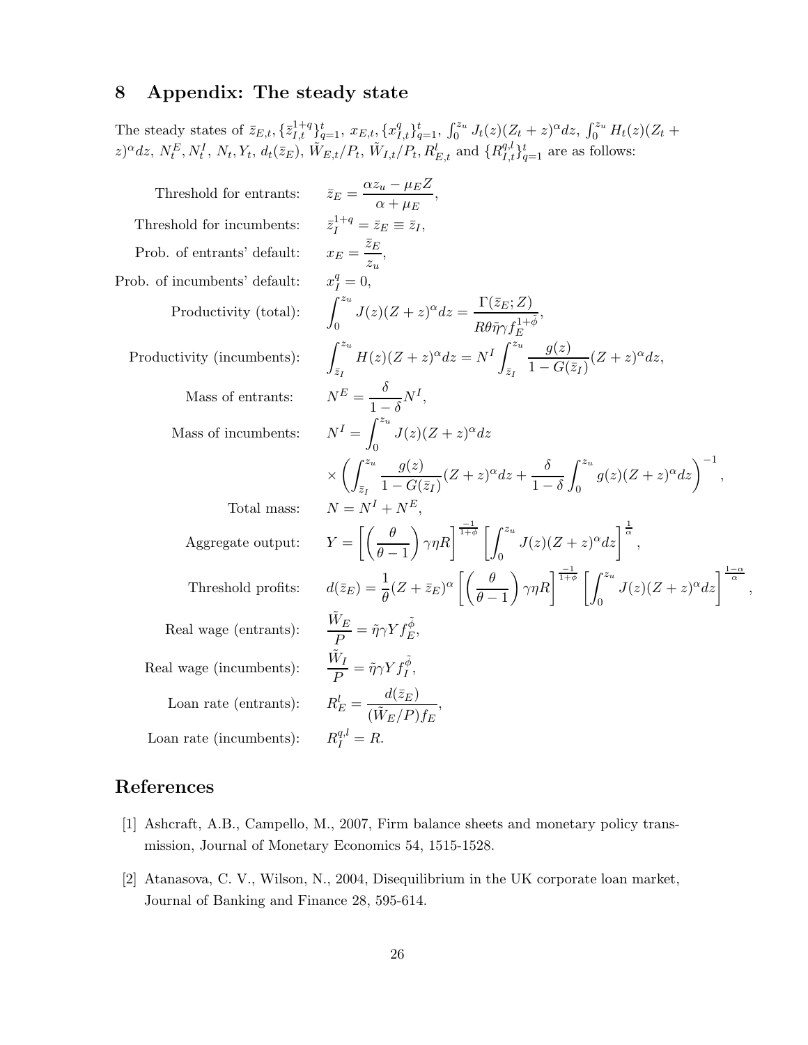## 8 Appendix: The steady state

The steady states of $\bar{z}_{E,t}, \{\bar{z}_{I,t}^{1+q}\}_{q=1}^{t}$, $x_{E,t}$, $\{x_{I,t}^{q}\}_{q=1}^{t}$, $\int_0^{z_u} J_t(z)(Z_t+z)^\alpha dz$, $\int_0^{z_u} H_t(z)(Z_t + z)^\alpha dz$, $N_t^E, N_t^I$, $N_t, Y_t$, $d_t(\bar{z}_E)$, $\tilde{W}_{E,t}/P_t$, $\tilde{W}_{I,t}/P_t$, $R_{E,t}^l$ and $\{R_{I,t}^{q,l}\}_{q=1}^{t}$ are as follows:

Threshold for entrants:
$$\bar{z}_E = \frac{\alpha z_u - \mu_E Z}{\alpha + \mu_E},$$

Threshold for incumbents:
$$\bar{z}_I^{1+q} = \bar{z}_E \equiv \bar{z}_I,$$

Prob. of entrants' default:
$$x_E = \frac{\bar{z}_E}{z_u},$$

Prob. of incumbents' default:
$$x_I^q = 0,$$

Productivity (total):
$$\int_0^{z_u} J(z)(Z+z)^\alpha dz = \frac{\Gamma(\bar{z}_E; Z)}{R\theta\tilde{\eta}\gamma f_E^{1+\tilde{\phi}}},$$

Productivity (incumbents):
$$\int_{\bar{z}_I}^{z_u} H(z)(Z+z)^\alpha dz = N^I \int_{\bar{z}_I}^{z_u} \frac{g(z)}{1-G(\bar{z}_I)}(Z+z)^\alpha dz,$$

Mass of entrants:
$$N^E = \frac{\delta}{1-\delta} N^I,$$

Mass of incumbents:
$$N^I = \int_0^{z_u} J(z)(Z+z)^\alpha dz \times \left( \int_{\bar{z}_I}^{z_u} \frac{g(z)}{1-G(\bar{z}_I)}(Z+z)^\alpha dz + \frac{\delta}{1-\delta} \int_0^{z_u} g(z)(Z+z)^\alpha dz \right)^{-1},$$

Total mass:
$$N = N^I + N^E,$$

Aggregate output:
$$Y = \left[ \left( \frac{\theta}{\theta-1} \right) \gamma\eta R \right]^{\frac{-1}{1+\phi}} \left[ \int_0^{z_u} J(z)(Z+z)^\alpha dz \right]^{\frac{1}{\alpha}},$$

Threshold profits:
$$d(\bar{z}_E) = \frac{1}{\theta}(Z+\bar{z}_E)^\alpha \left[ \left( \frac{\theta}{\theta-1} \right) \gamma\eta R \right]^{\frac{-1}{1+\phi}} \left[ \int_0^{z_u} J(z)(Z+z)^\alpha dz \right]^{\frac{1-\alpha}{\alpha}},$$

Real wage (entrants):
$$\frac{\tilde{W}_E}{P} = \tilde{\eta}\gamma Y f_E^{\tilde{\phi}},$$

Real wage (incumbents):
$$\frac{\tilde{W}_I}{P} = \tilde{\eta}\gamma Y f_I^{\tilde{\phi}},$$

Loan rate (entrants):
$$R_E^l = \frac{d(\bar{z}_E)}{(\tilde{W}_E/P) f_E},$$

Loan rate (incumbents):
$$R_I^{q,l} = R.$$

## References

[1] Ashcraft, A.B., Campello, M., 2007, Firm balance sheets and monetary policy transmission, Journal of Monetary Economics 54, 1515-1528.

[2] Atanasova, C. V., Wilson, N., 2004, Disequilibrium in the UK corporate loan market, Journal of Banking and Finance 28, 595-614.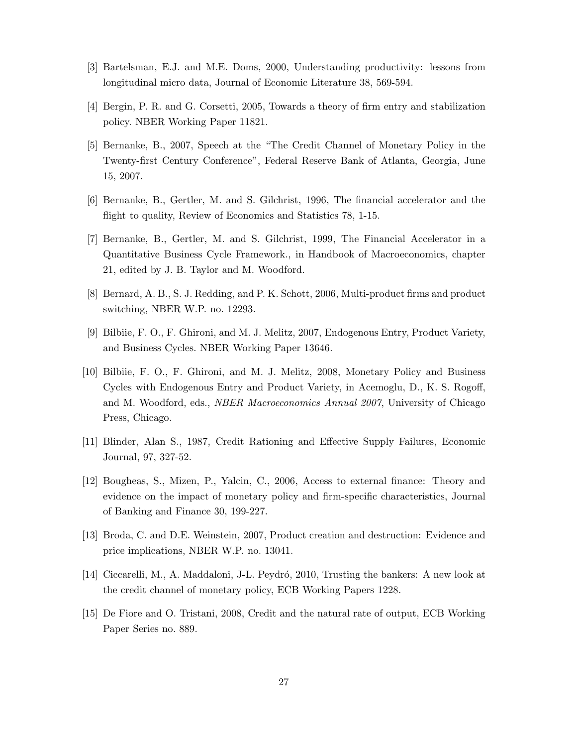[3] Bartelsman, E.J. and M.E. Doms, 2000, Understanding productivity: lessons from longitudinal micro data, Journal of Economic Literature 38, 569-594.

[4] Bergin, P. R. and G. Corsetti, 2005, Towards a theory of firm entry and stabilization policy. NBER Working Paper 11821.

[5] Bernanke, B., 2007, Speech at the "The Credit Channel of Monetary Policy in the Twenty-first Century Conference", Federal Reserve Bank of Atlanta, Georgia, June 15, 2007.

[6] Bernanke, B., Gertler, M. and S. Gilchrist, 1996, The financial accelerator and the flight to quality, Review of Economics and Statistics 78, 1-15.

[7] Bernanke, B., Gertler, M. and S. Gilchrist, 1999, The Financial Accelerator in a Quantitative Business Cycle Framework., in Handbook of Macroeconomics, chapter 21, edited by J. B. Taylor and M. Woodford.

[8] Bernard, A. B., S. J. Redding, and P. K. Schott, 2006, Multi-product firms and product switching, NBER W.P. no. 12293.

[9] Bilbiie, F. O., F. Ghironi, and M. J. Melitz, 2007, Endogenous Entry, Product Variety, and Business Cycles. NBER Working Paper 13646.

[10] Bilbiie, F. O., F. Ghironi, and M. J. Melitz, 2008, Monetary Policy and Business Cycles with Endogenous Entry and Product Variety, in Acemoglu, D., K. S. Rogoff, and M. Woodford, eds., *NBER Macroeconomics Annual 2007*, University of Chicago Press, Chicago.

[11] Blinder, Alan S., 1987, Credit Rationing and Effective Supply Failures, Economic Journal, 97, 327-52.

[12] Bougheas, S., Mizen, P., Yalcin, C., 2006, Access to external finance: Theory and evidence on the impact of monetary policy and firm-specific characteristics, Journal of Banking and Finance 30, 199-227.

[13] Broda, C. and D.E. Weinstein, 2007, Product creation and destruction: Evidence and price implications, NBER W.P. no. 13041.

[14] Ciccarelli, M., A. Maddaloni, J-L. Peydró, 2010, Trusting the bankers: A new look at the credit channel of monetary policy, ECB Working Papers 1228.

[15] De Fiore and O. Tristani, 2008, Credit and the natural rate of output, ECB Working Paper Series no. 889.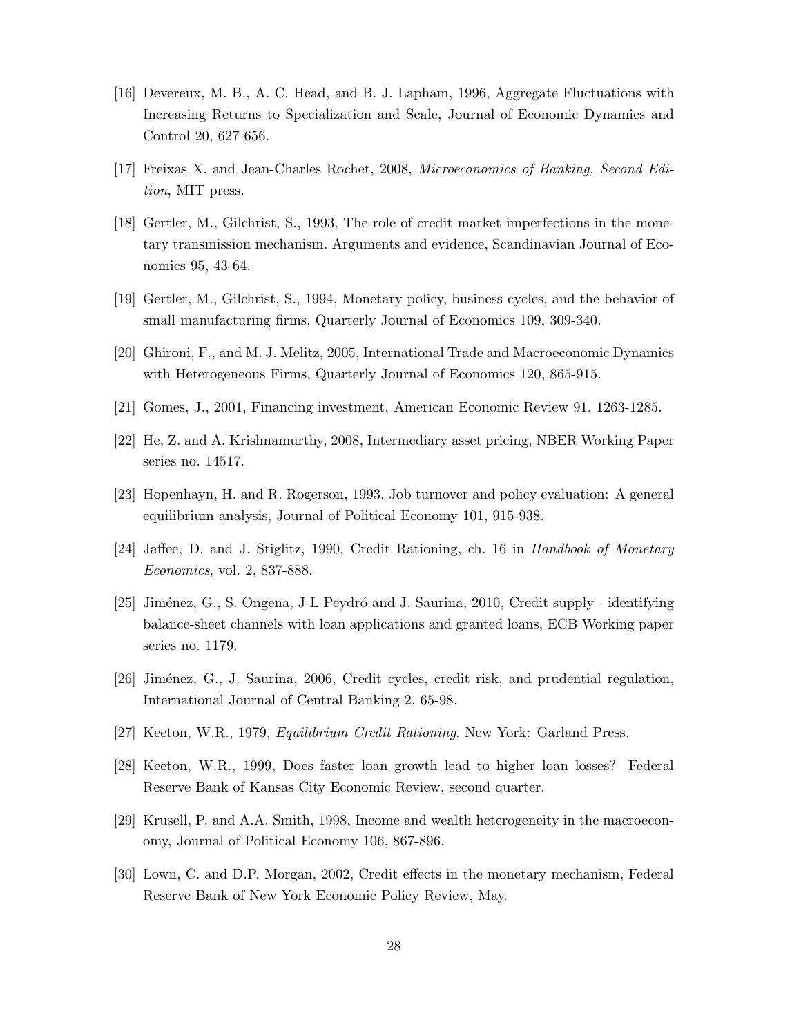[16] Devereux, M. B., A. C. Head, and B. J. Lapham, 1996, Aggregate Fluctuations with Increasing Returns to Specialization and Scale, Journal of Economic Dynamics and Control 20, 627-656.

[17] Freixas X. and Jean-Charles Rochet, 2008, *Microeconomics of Banking, Second Edition*, MIT press.

[18] Gertler, M., Gilchrist, S., 1993, The role of credit market imperfections in the monetary transmission mechanism. Arguments and evidence, Scandinavian Journal of Economics 95, 43-64.

[19] Gertler, M., Gilchrist, S., 1994, Monetary policy, business cycles, and the behavior of small manufacturing firms, Quarterly Journal of Economics 109, 309-340.

[20] Ghironi, F., and M. J. Melitz, 2005, International Trade and Macroeconomic Dynamics with Heterogeneous Firms, Quarterly Journal of Economics 120, 865-915.

[21] Gomes, J., 2001, Financing investment, American Economic Review 91, 1263-1285.

[22] He, Z. and A. Krishnamurthy, 2008, Intermediary asset pricing, NBER Working Paper series no. 14517.

[23] Hopenhayn, H. and R. Rogerson, 1993, Job turnover and policy evaluation: A general equilibrium analysis, Journal of Political Economy 101, 915-938.

[24] Jaffee, D. and J. Stiglitz, 1990, Credit Rationing, ch. 16 in *Handbook of Monetary Economics*, vol. 2, 837-888.

[25] Jiménez, G., S. Ongena, J-L Peydró and J. Saurina, 2010, Credit supply - identifying balance-sheet channels with loan applications and granted loans, ECB Working paper series no. 1179.

[26] Jiménez, G., J. Saurina, 2006, Credit cycles, credit risk, and prudential regulation, International Journal of Central Banking 2, 65-98.

[27] Keeton, W.R., 1979, *Equilibrium Credit Rationing*. New York: Garland Press.

[28] Keeton, W.R., 1999, Does faster loan growth lead to higher loan losses? Federal Reserve Bank of Kansas City Economic Review, second quarter.

[29] Krusell, P. and A.A. Smith, 1998, Income and wealth heterogeneity in the macroeconomy, Journal of Political Economy 106, 867-896.

[30] Lown, C. and D.P. Morgan, 2002, Credit effects in the monetary mechanism, Federal Reserve Bank of New York Economic Policy Review, May.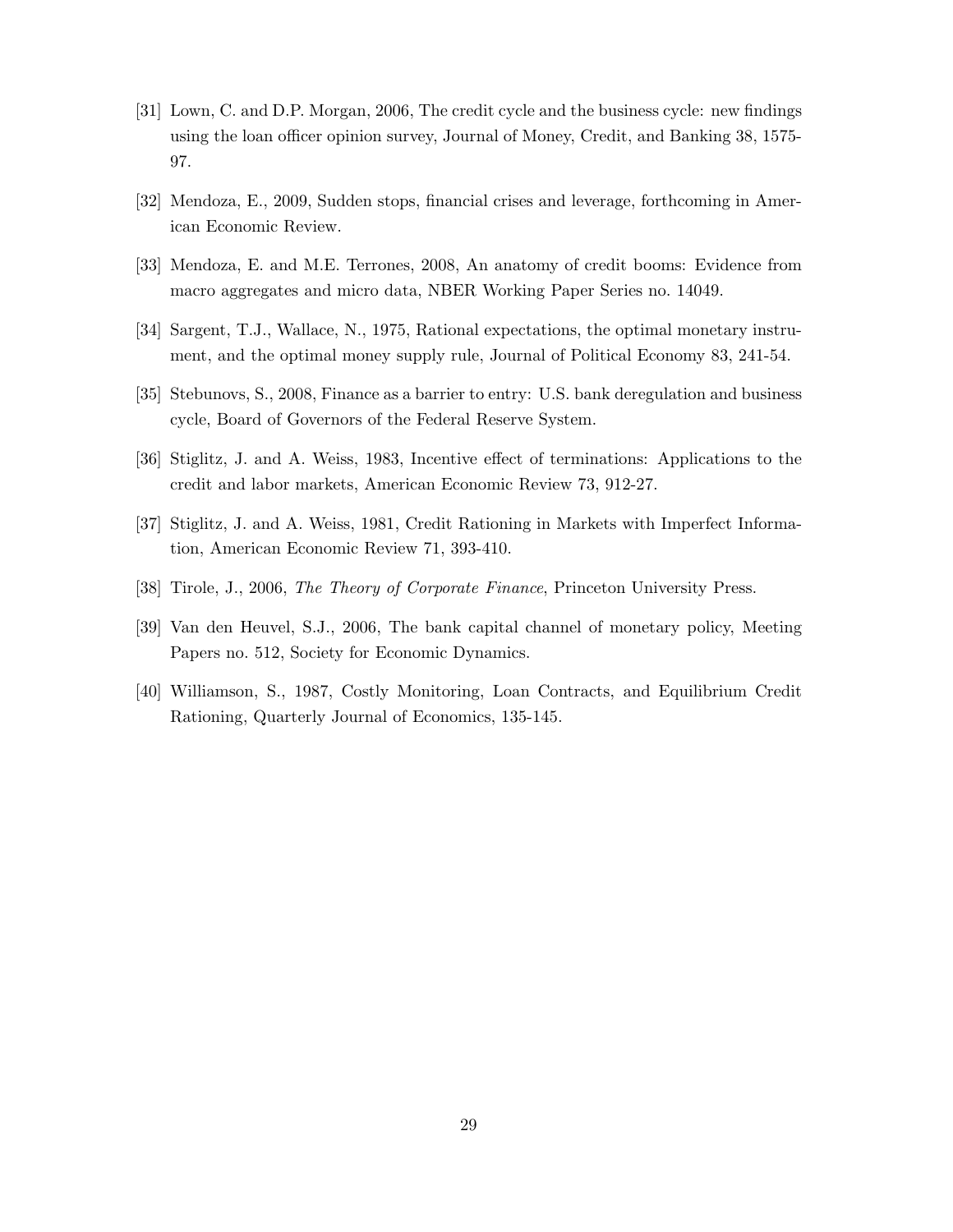[31] Lown, C. and D.P. Morgan, 2006, The credit cycle and the business cycle: new findings using the loan officer opinion survey, Journal of Money, Credit, and Banking 38, 1575-97.

[32] Mendoza, E., 2009, Sudden stops, financial crises and leverage, forthcoming in American Economic Review.

[33] Mendoza, E. and M.E. Terrones, 2008, An anatomy of credit booms: Evidence from macro aggregates and micro data, NBER Working Paper Series no. 14049.

[34] Sargent, T.J., Wallace, N., 1975, Rational expectations, the optimal monetary instrument, and the optimal money supply rule, Journal of Political Economy 83, 241-54.

[35] Stebunovs, S., 2008, Finance as a barrier to entry: U.S. bank deregulation and business cycle, Board of Governors of the Federal Reserve System.

[36] Stiglitz, J. and A. Weiss, 1983, Incentive effect of terminations: Applications to the credit and labor markets, American Economic Review 73, 912-27.

[37] Stiglitz, J. and A. Weiss, 1981, Credit Rationing in Markets with Imperfect Information, American Economic Review 71, 393-410.

[38] Tirole, J., 2006, *The Theory of Corporate Finance*, Princeton University Press.

[39] Van den Heuvel, S.J., 2006, The bank capital channel of monetary policy, Meeting Papers no. 512, Society for Economic Dynamics.

[40] Williamson, S., 1987, Costly Monitoring, Loan Contracts, and Equilibrium Credit Rationing, Quarterly Journal of Economics, 135-145.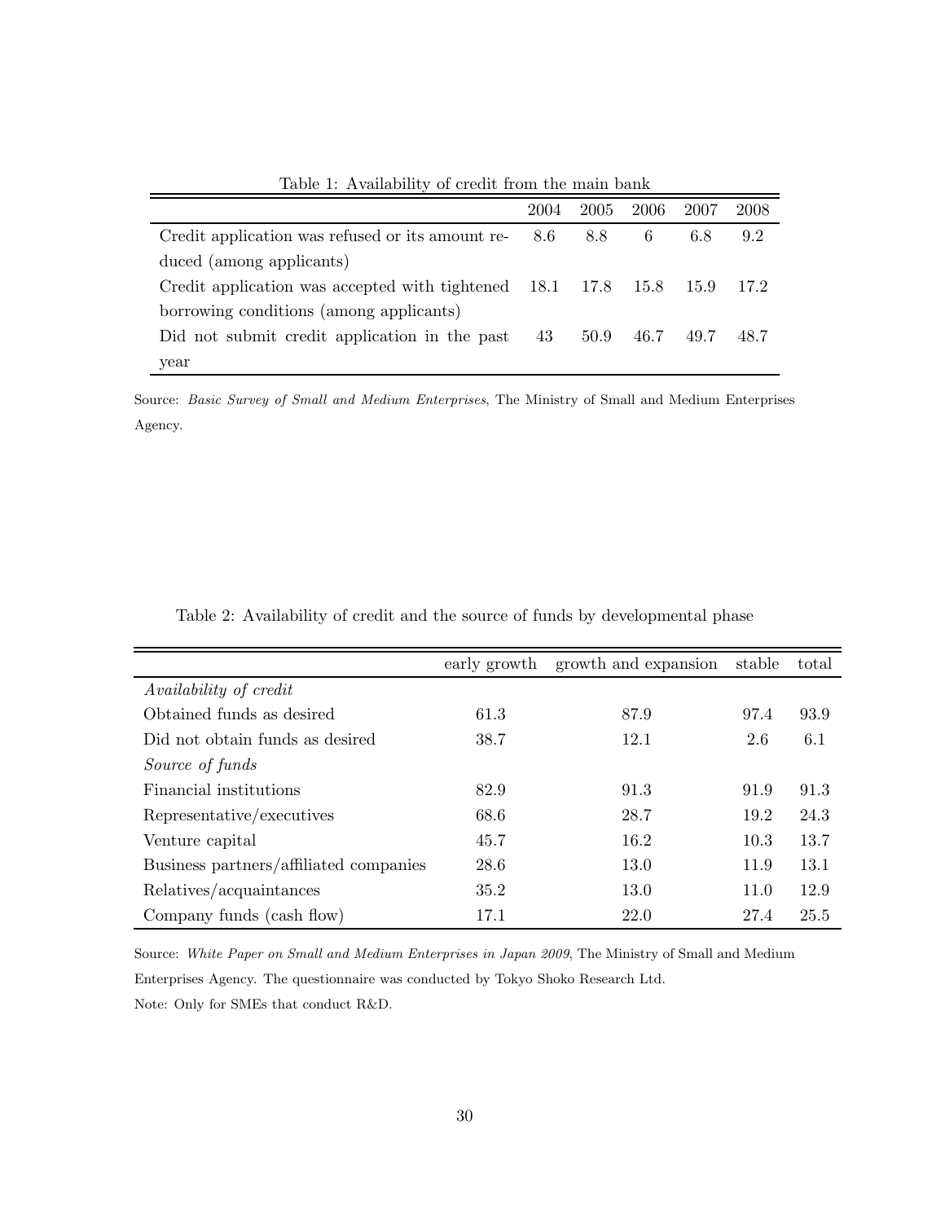Table 1: Availability of credit from the main bank

| | 2004 | 2005 | 2006 | 2007 | 2008 |
|---|---|---|---|---|---|
| Credit application was refused or its amount reduced (among applicants) | 8.6 | 8.8 | 6 | 6.8 | 9.2 |
| Credit application was accepted with tightened borrowing conditions (among applicants) | 18.1 | 17.8 | 15.8 | 15.9 | 17.2 |
| Did not submit credit application in the past year | 43 | 50.9 | 46.7 | 49.7 | 48.7 |

Source: *Basic Survey of Small and Medium Enterprises*, The Ministry of Small and Medium Enterprises Agency.

Table 2: Availability of credit and the source of funds by developmental phase

| | early growth | growth and expansion | stable | total |
|---|---|---|---|---|
| *Availability of credit* | | | | |
| Obtained funds as desired | 61.3 | 87.9 | 97.4 | 93.9 |
| Did not obtain funds as desired | 38.7 | 12.1 | 2.6 | 6.1 |
| *Source of funds* | | | | |
| Financial institutions | 82.9 | 91.3 | 91.9 | 91.3 |
| Representative/executives | 68.6 | 28.7 | 19.2 | 24.3 |
| Venture capital | 45.7 | 16.2 | 10.3 | 13.7 |
| Business partners/affiliated companies | 28.6 | 13.0 | 11.9 | 13.1 |
| Relatives/acquaintances | 35.2 | 13.0 | 11.0 | 12.9 |
| Company funds (cash flow) | 17.1 | 22.0 | 27.4 | 25.5 |

Source: *White Paper on Small and Medium Enterprises in Japan 2009*, The Ministry of Small and Medium Enterprises Agency. The questionnaire was conducted by Tokyo Shoko Research Ltd.

Note: Only for SMEs that conduct R&D.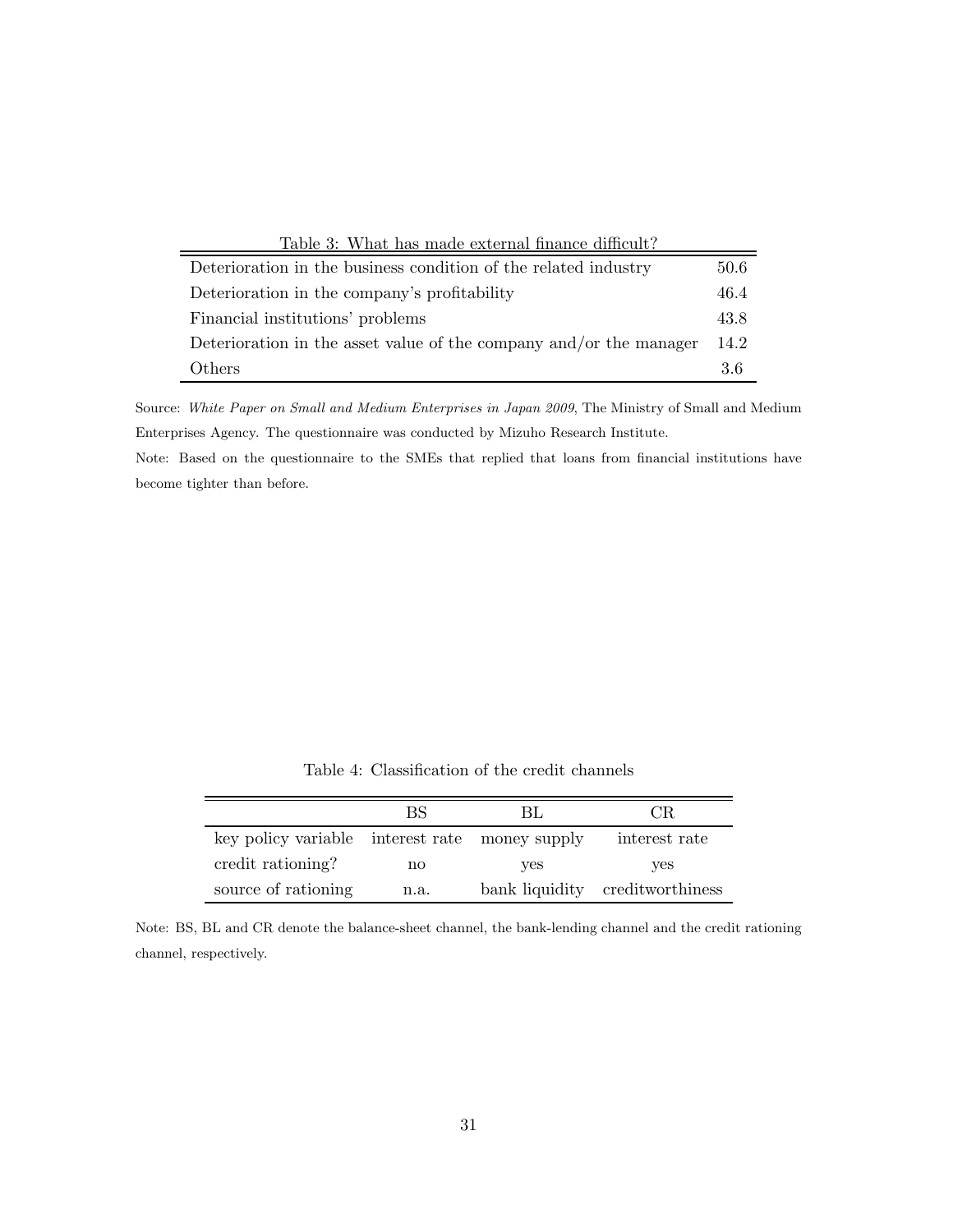Table 3: What has made external finance difficult?

| | |
|---|---|
| Deterioration in the business condition of the related industry | 50.6 |
| Deterioration in the company's profitability | 46.4 |
| Financial institutions' problems | 43.8 |
| Deterioration in the asset value of the company and/or the manager | 14.2 |
| Others | 3.6 |

Source: *White Paper on Small and Medium Enterprises in Japan 2009*, The Ministry of Small and Medium Enterprises Agency. The questionnaire was conducted by Mizuho Research Institute.

Note: Based on the questionnaire to the SMEs that replied that loans from financial institutions have become tighter than before.

Table 4: Classification of the credit channels

| | BS | BL | CR |
|---|---|---|---|
| key policy variable | interest rate | money supply | interest rate |
| credit rationing? | no | yes | yes |
| source of rationing | n.a. | bank liquidity | creditworthiness |

Note: BS, BL and CR denote the balance-sheet channel, the bank-lending channel and the credit rationing channel, respectively.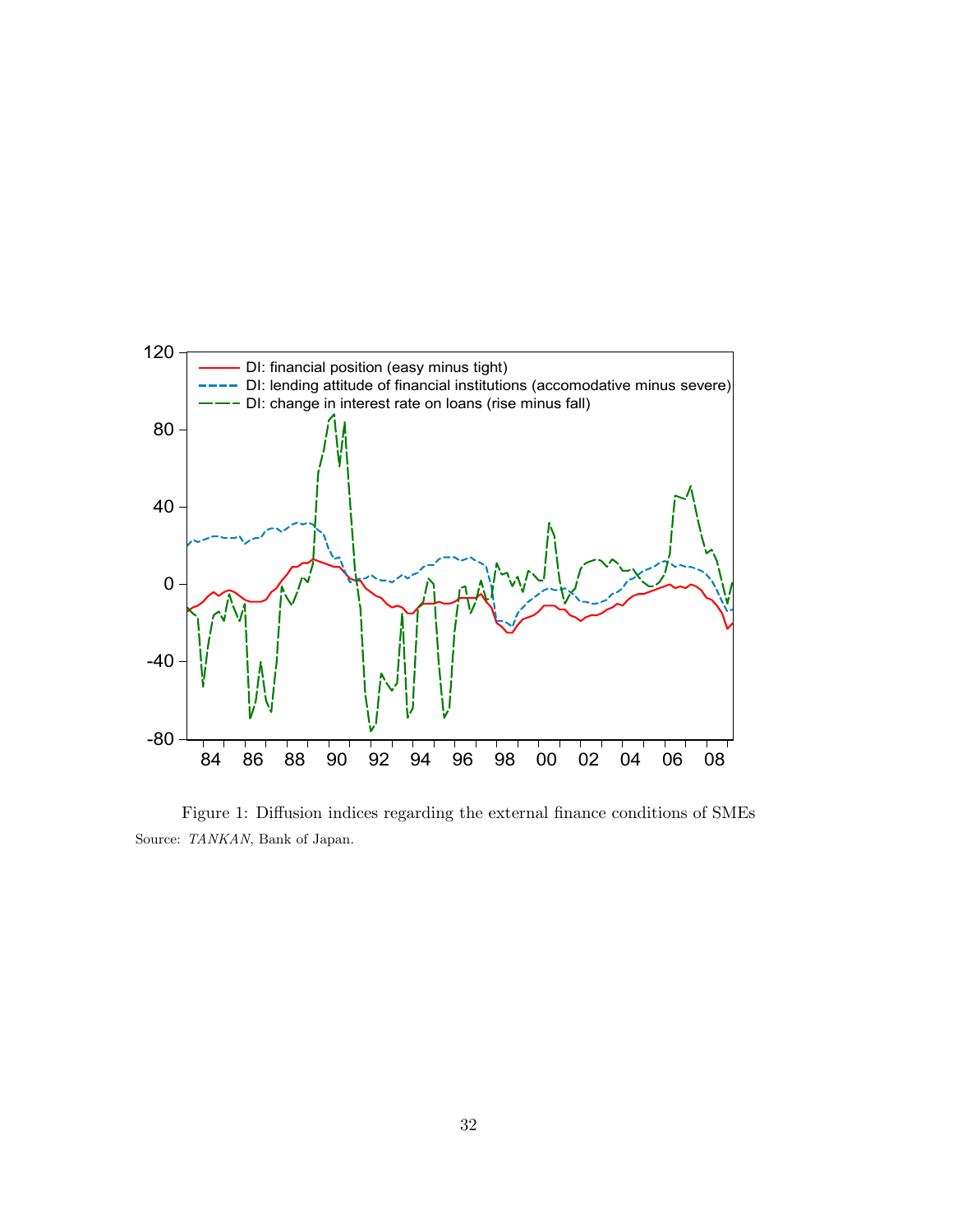Figure 1: Diffusion indices regarding the external finance conditions of SMEs

Source: *TANKAN*, Bank of Japan.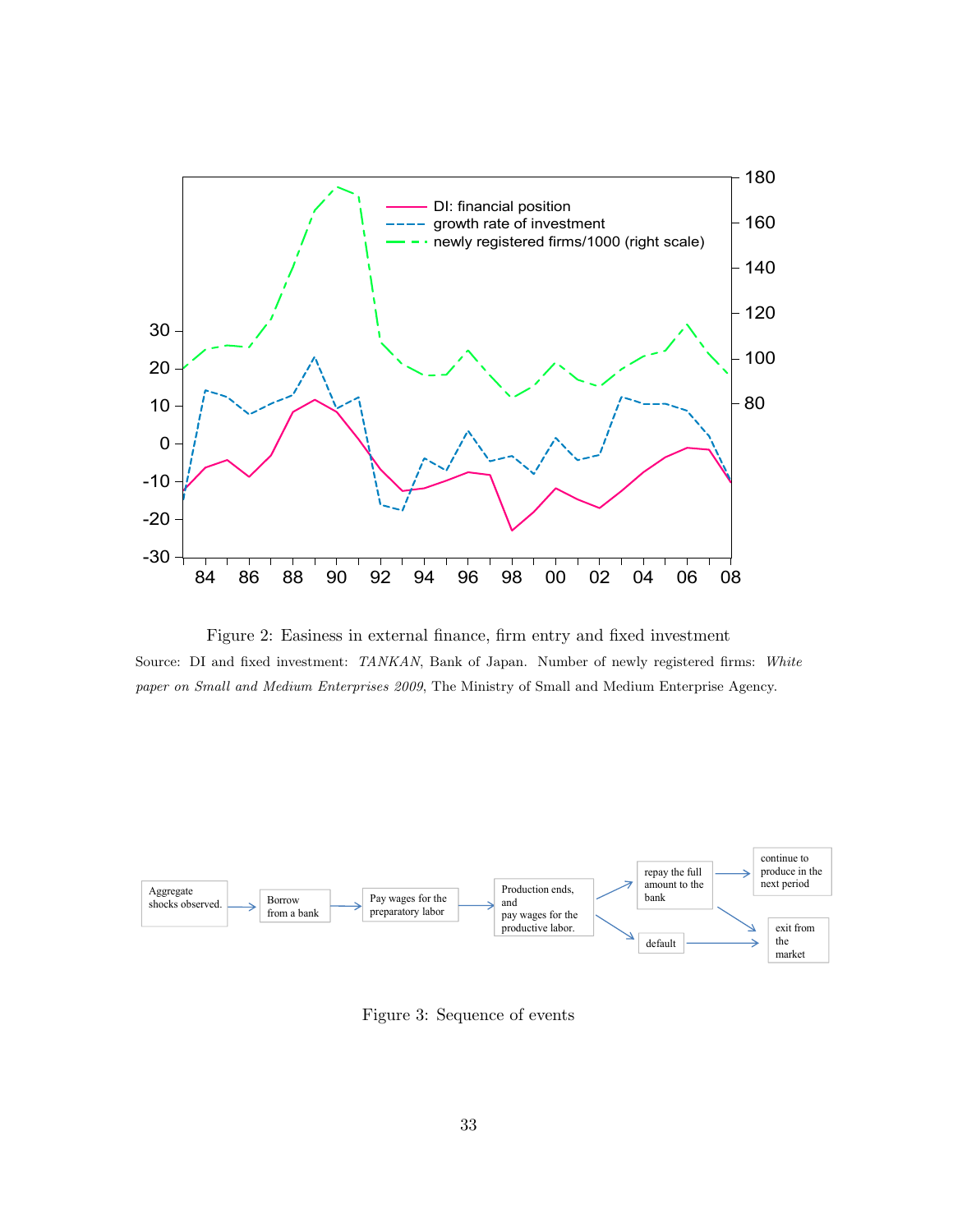Figure 2: Easiness in external finance, firm entry and fixed investment

Source: DI and fixed investment: *TANKAN*, Bank of Japan. Number of newly registered firms: *White paper on Small and Medium Enterprises 2009*, The Ministry of Small and Medium Enterprise Agency.

Figure 3: Sequence of events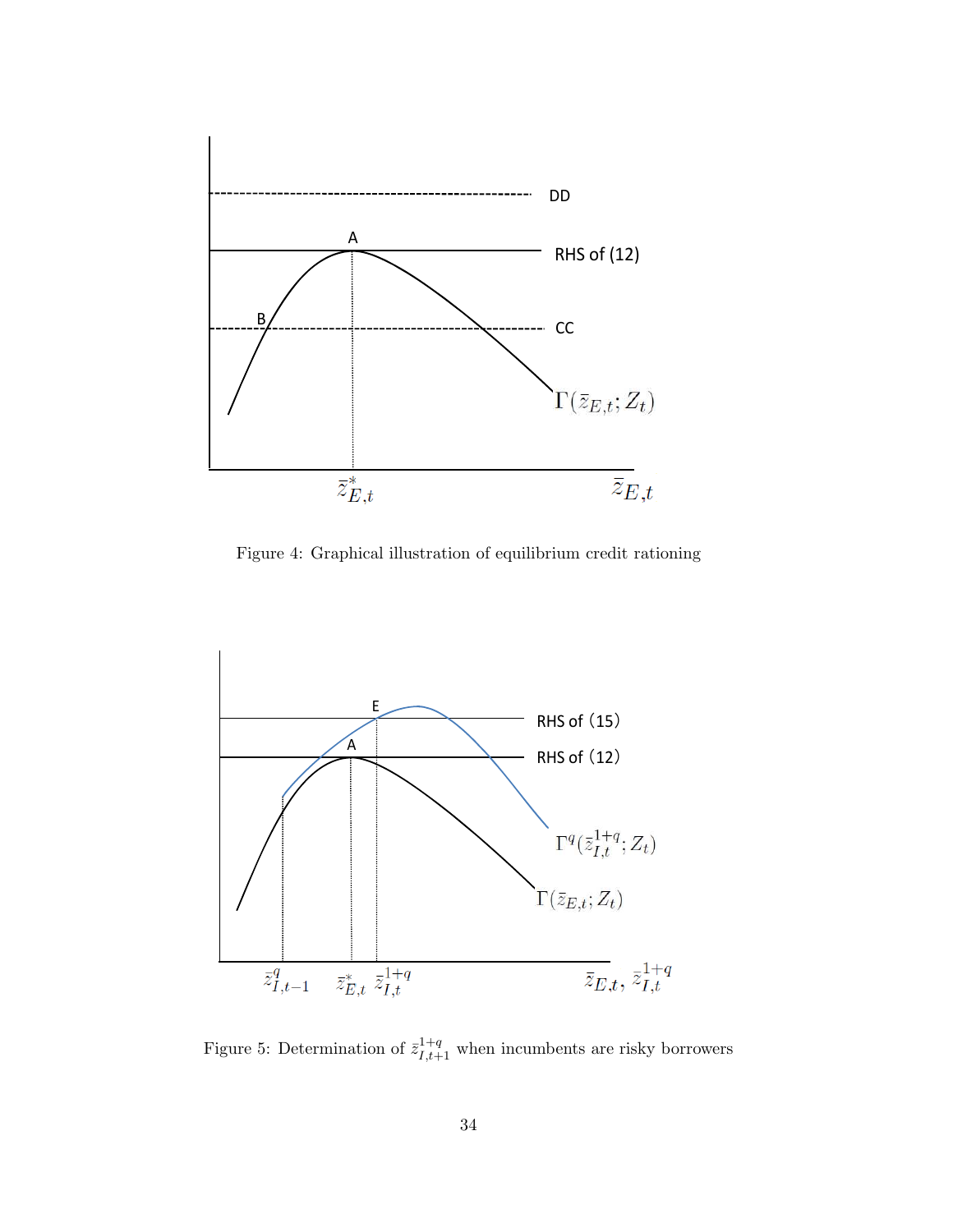Figure 4: Graphical illustration of equilibrium credit rationing

Figure 5: Determination of $\bar{z}^{1+q}_{I,t+1}$ when incumbents are risky borrowers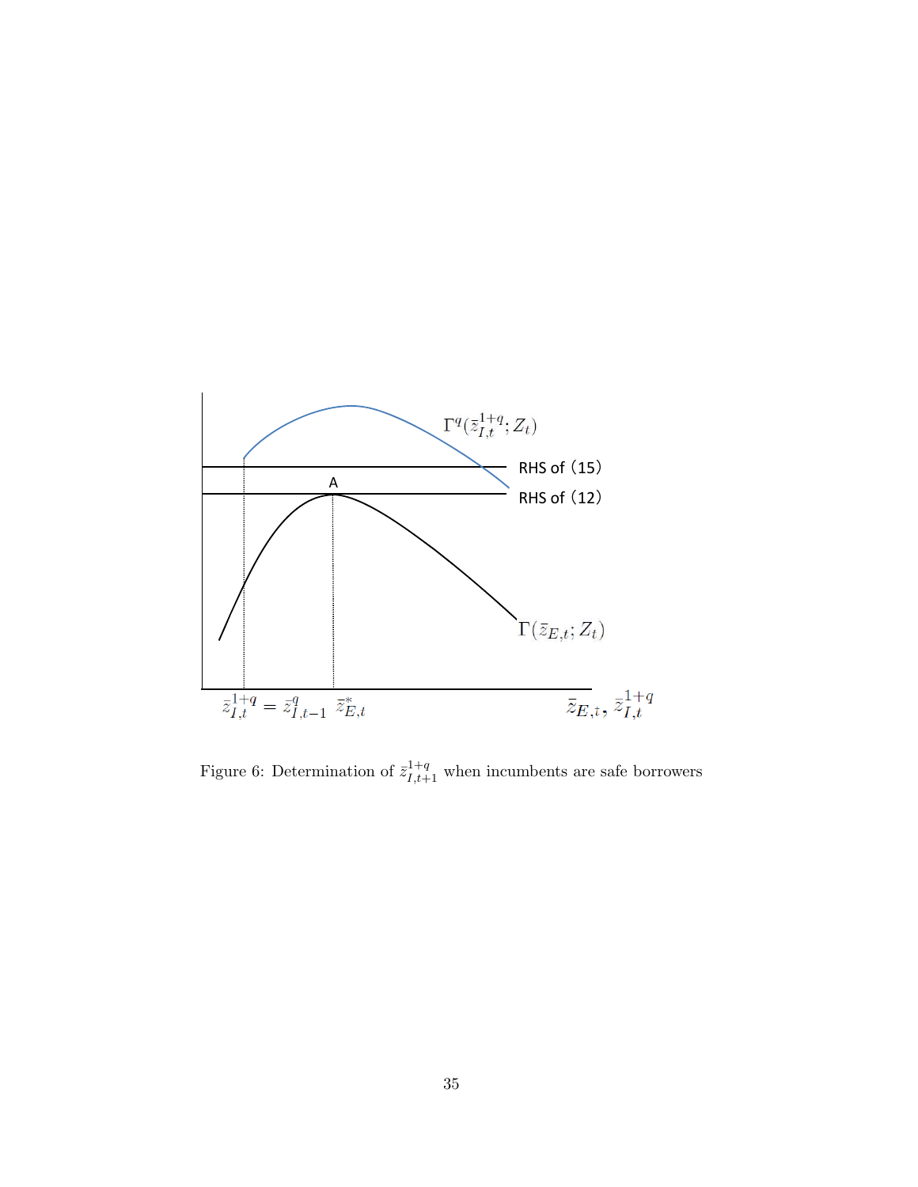Figure 6: Determination of $\bar{z}_{I,t+1}^{1+q}$ when incumbents are safe borrowers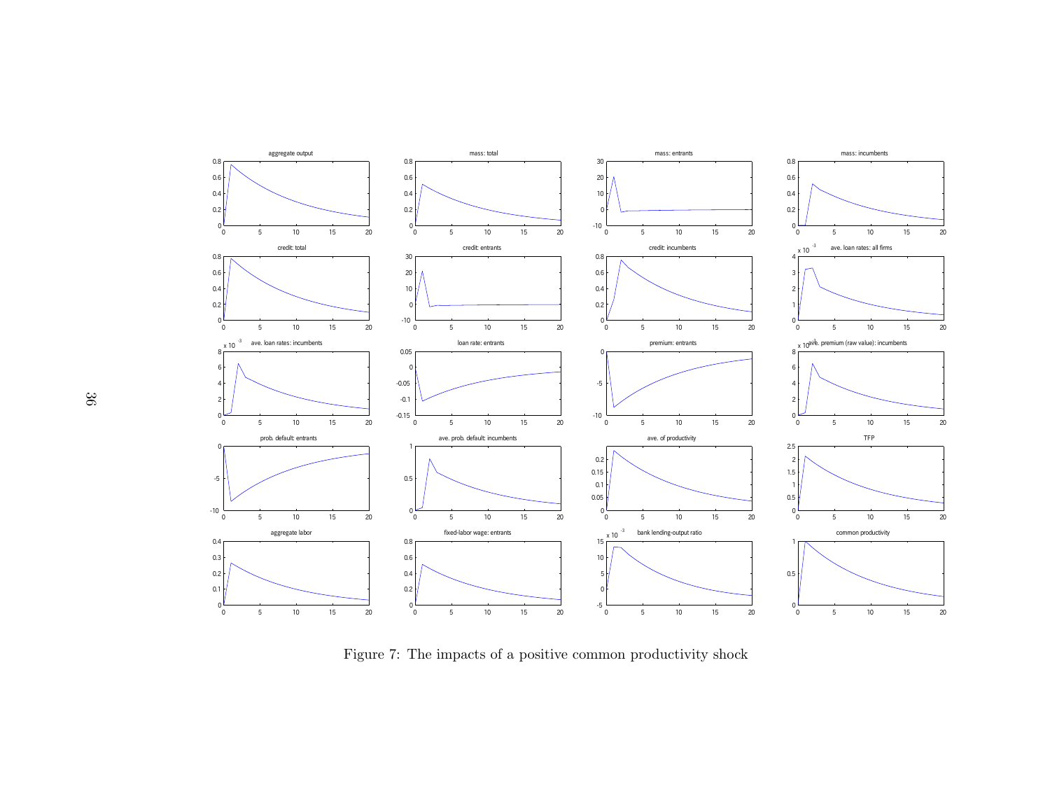Figure 7: The impacts of a positive common productivity shock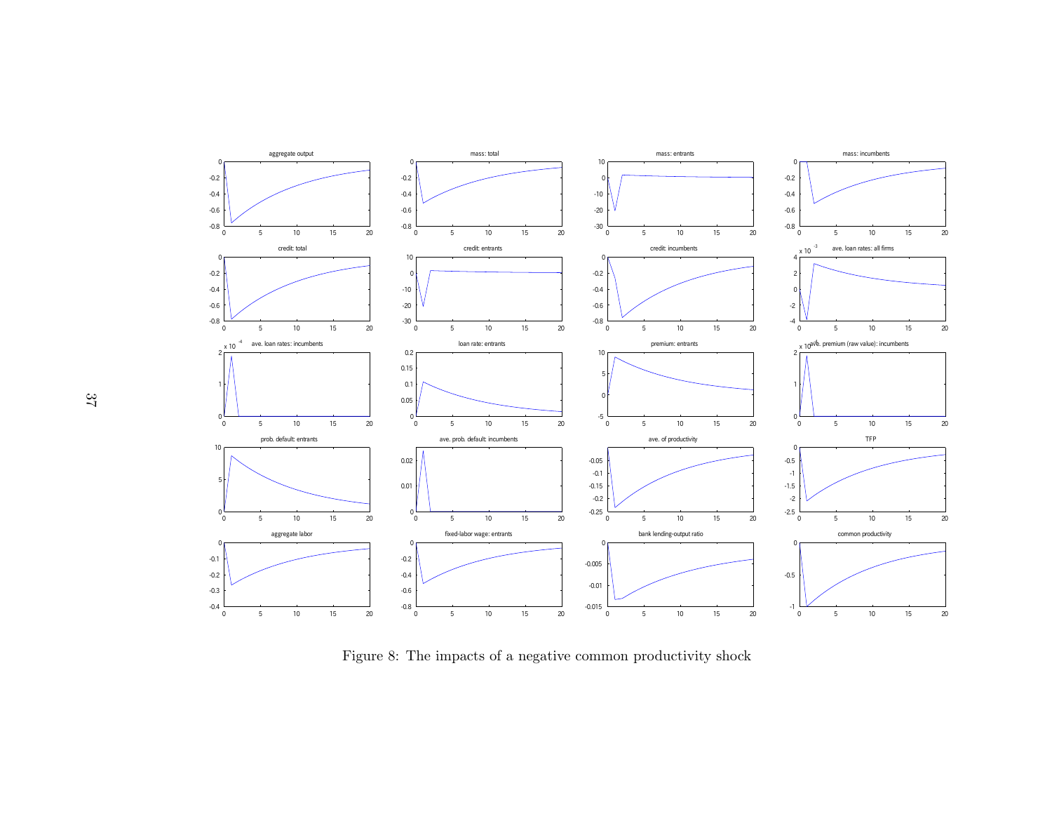Figure 8: The impacts of a negative common productivity shock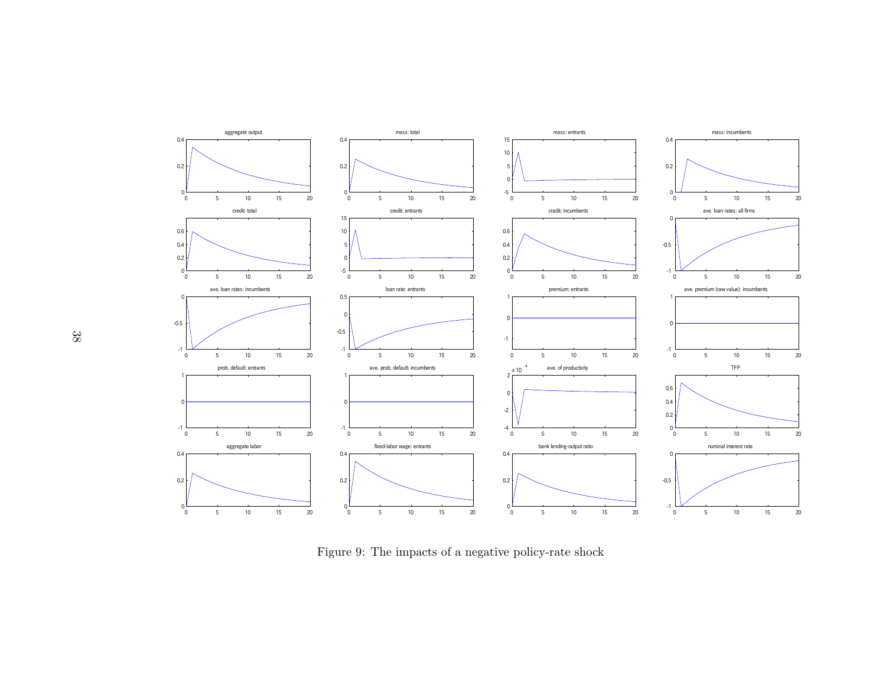Figure 9: The impacts of a negative policy-rate shock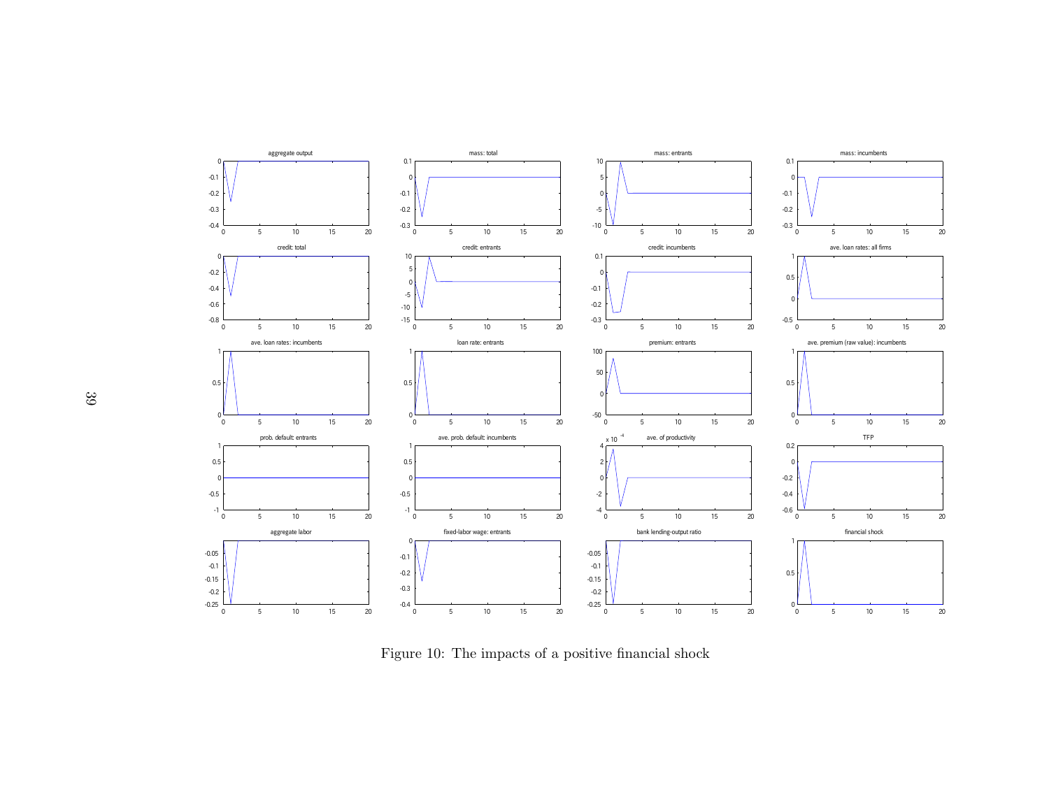Figure 10: The impacts of a positive financial shock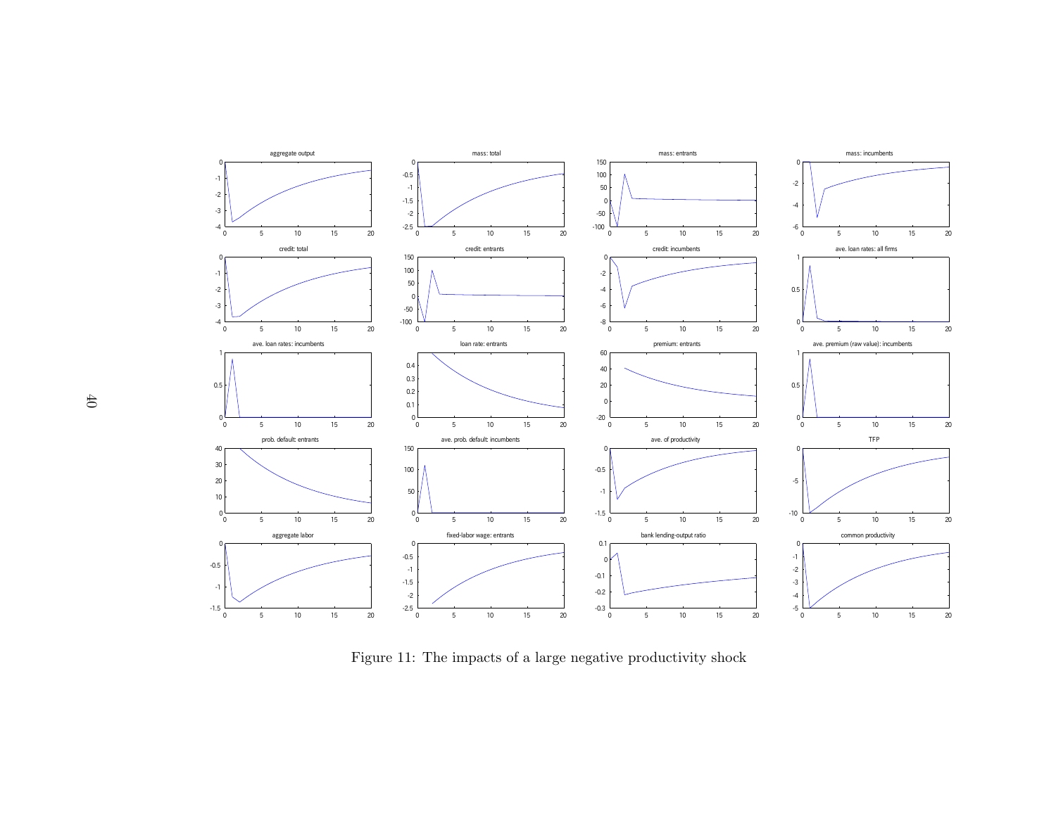Figure 11: The impacts of a large negative productivity shock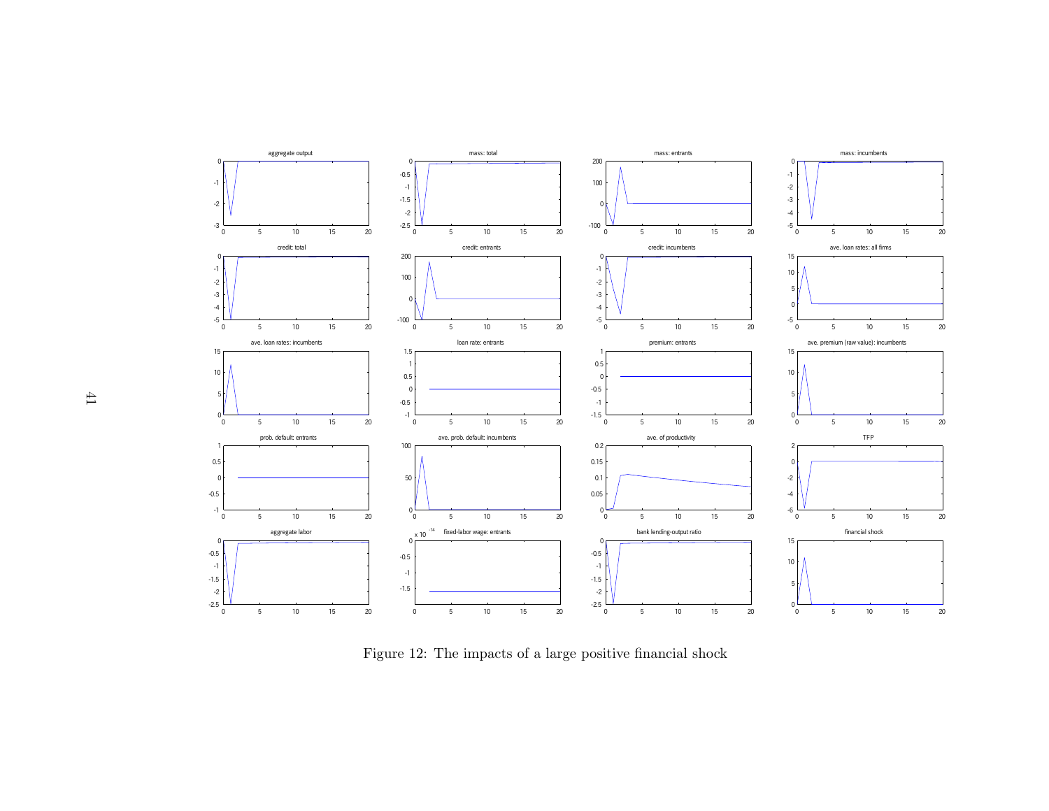Figure 12: The impacts of a large positive financial shock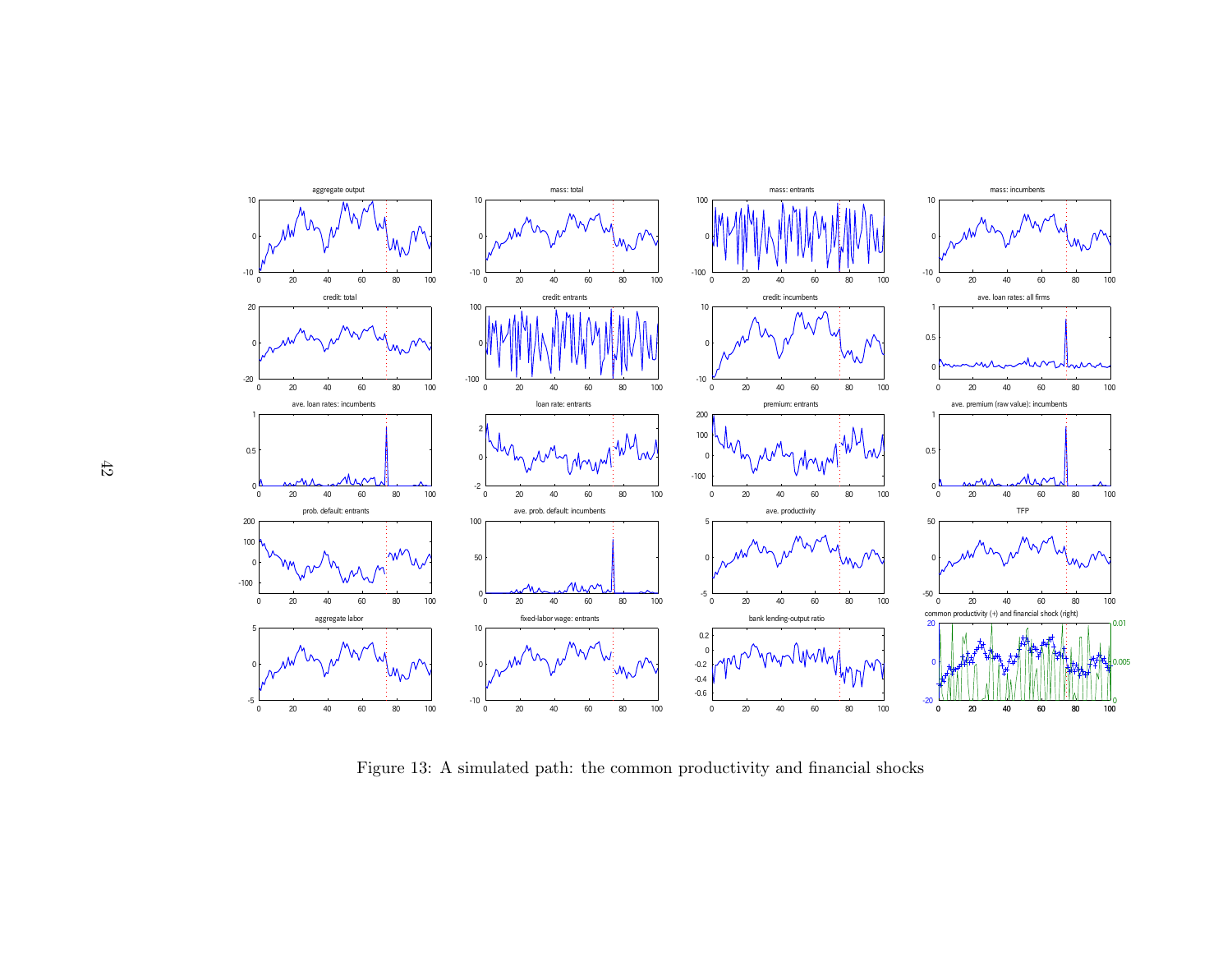Figure 13: A simulated path: the common productivity and financial shocks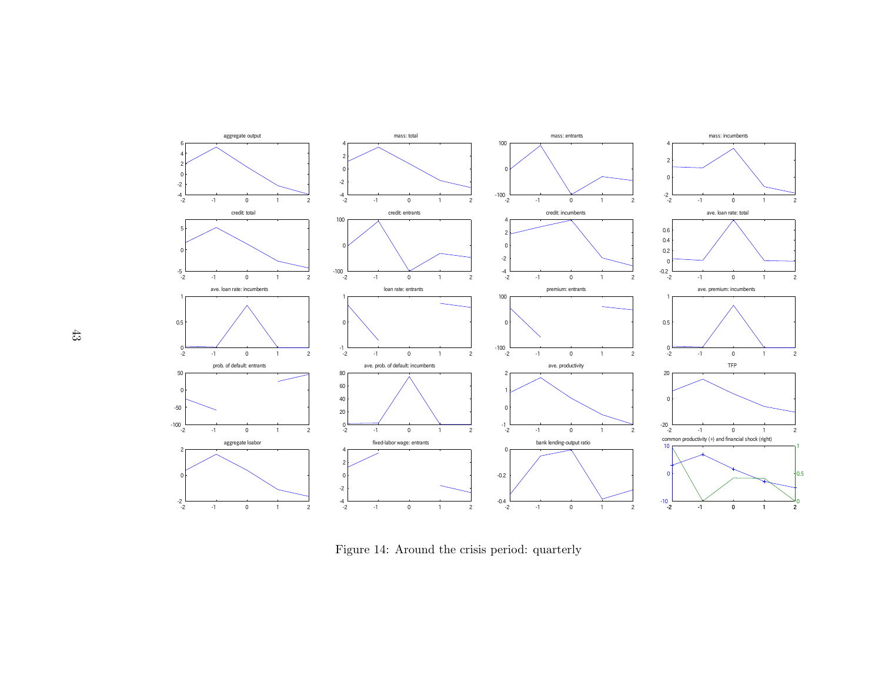Figure 14: Around the crisis period: quarterly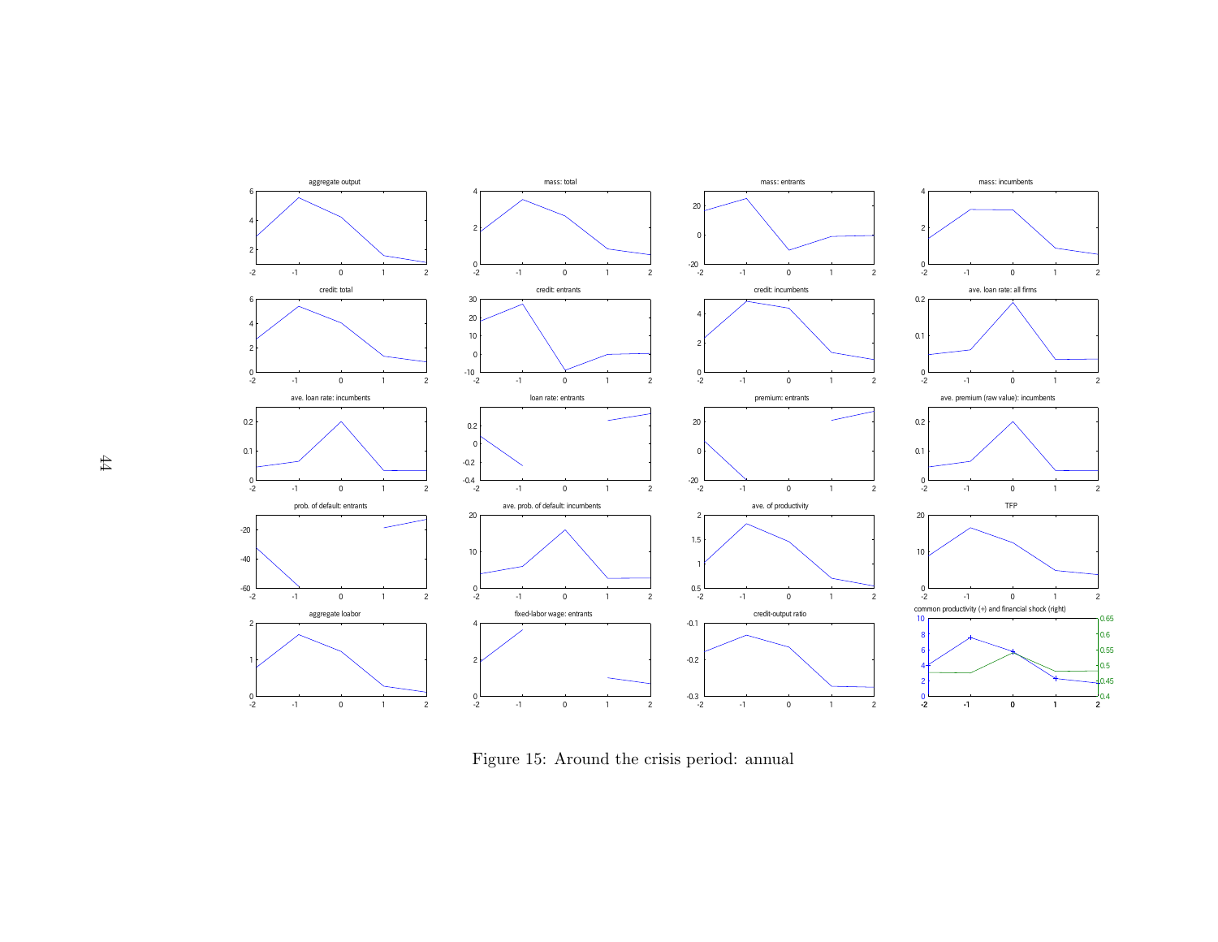aggregate output

mass: total

mass: entrants

mass: incumbents

credit: total

credit: entrants

credit: incumbents

ave. loan rate: all firms

ave. loan rate: incumbents

loan rate: entrants

premium: entrants

ave. premium (raw value): incumbents

prob. of default: entrants

ave. prob. of default: incumbents

ave. of productivity

TFP

aggregate loabor

fixed-labor wage: entrants

credit-output ratio

common productivity (+) and financial shock (right)

Figure 15: Around the crisis period: annual